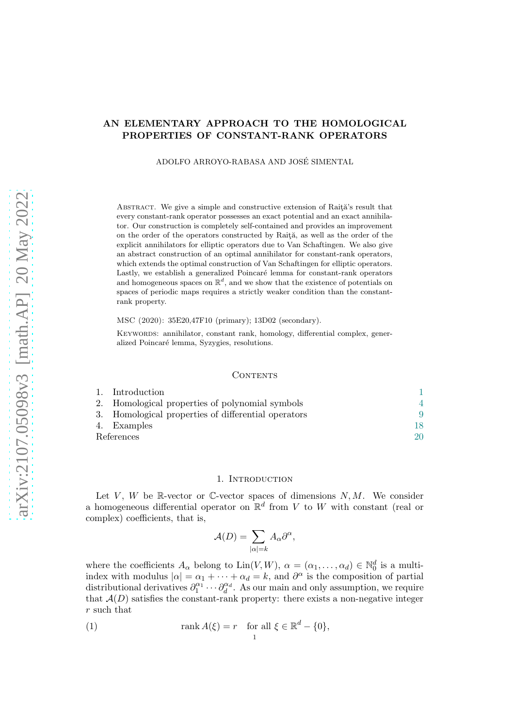# AN ELEMENTARY APPROACH TO THE HOMOLOGICAL PROPERTIES OF CONSTANT-RANK OPERATORS

ADOLFO ARROYO-RABASA AND JOSÉ SIMENTAL

Abstract. We give a simple and constructive extension of Raiţă's result that every constant-rank operator possesses an exact potential and an exact annihilator. Our construction is completely self-contained and provides an improvement on the order of the operators constructed by Raiţă, as well as the order of the explicit annihilators for elliptic operators due to Van Schaftingen. We also give an abstract construction of an optimal annihilator for constant-rank operators, which extends the optimal construction of Van Schaftingen for elliptic operators. Lastly, we establish a generalized Poincaré lemma for constant-rank operators and homogeneous spaces on $\mathbb{R}^d$, and we show that the existence of potentials on spaces of periodic maps requires a strictly weaker condition than the constant-rank property.

MSC (2020): 35E20,47F10 (primary); 13D02 (secondary).

Keywords: annihilator, constant rank, homology, differential complex, generalized Poincaré lemma, Syzygies, resolutions.

Contents

1. Introduction 1
2. Homological properties of polynomial symbols 4
3. Homological properties of differential operators 9
4. Examples 18

References 20

## 1. Introduction

Let $V$, $W$ be $\mathbb{R}$-vector or $\mathbb{C}$-vector spaces of dimensions $N, M$. We consider a homogeneous differential operator on $\mathbb{R}^d$ from $V$ to $W$ with constant (real or complex) coefficients, that is,

$$\mathcal{A}(D) = \sum_{|\alpha|=k} A_\alpha \partial^\alpha,$$

where the coefficients $A_\alpha$ belong to $\mathrm{Lin}(V, W)$, $\alpha = (\alpha_1, \ldots, \alpha_d) \in \mathbb{N}_0^d$ is a multi-index with modulus $|\alpha| = \alpha_1 + \cdots + \alpha_d = k$, and $\partial^\alpha$ is the composition of partial distributional derivatives $\partial_1^{\alpha_1} \cdots \partial_d^{\alpha_d}$. As our main and only assumption, we require that $\mathcal{A}(D)$ satisfies the constant-rank property: there exists a non-negative integer $r$ such that

$$\operatorname{rank} A(\xi) = r \quad \text{for all } \xi \in \mathbb{R}^d - \{0\}, \tag{1}$$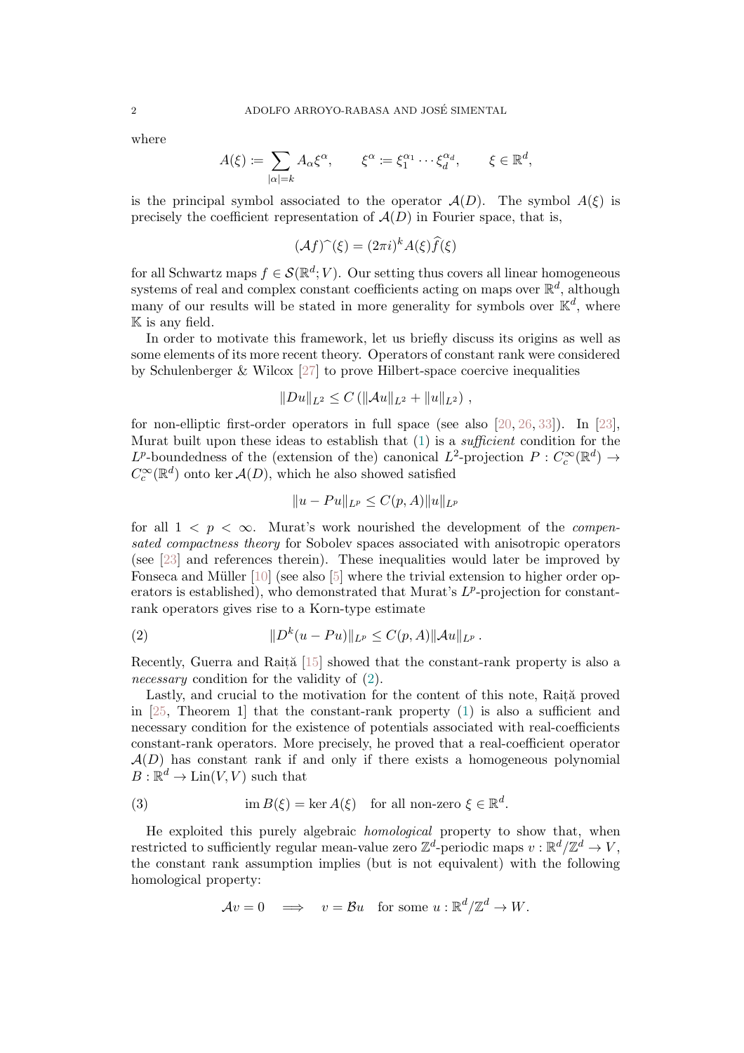where

$$A(\xi) \coloneqq \sum_{|\alpha|=k} A_\alpha \xi^\alpha, \qquad \xi^\alpha \coloneqq \xi_1^{\alpha_1} \cdots \xi_d^{\alpha_d}, \qquad \xi \in \mathbb{R}^d,$$

is the principal symbol associated to the operator $\mathcal{A}(D)$. The symbol $A(\xi)$ is precisely the coefficient representation of $\mathcal{A}(D)$ in Fourier space, that is,

$$(\mathcal{A}f)\widehat{\ }(\xi) = (2\pi i)^k A(\xi) \widehat{f}(\xi)$$

for all Schwartz maps $f \in \mathcal{S}(\mathbb{R}^d; V)$. Our setting thus covers all linear homogeneous systems of real and complex constant coefficients acting on maps over $\mathbb{R}^d$, although many of our results will be stated in more generality for symbols over $\mathbb{K}^d$, where $\mathbb{K}$ is any field.

In order to motivate this framework, let us briefly discuss its origins as well as some elements of its more recent theory. Operators of constant rank were considered by Schulenberger & Wilcox [27] to prove Hilbert-space coercive inequalities

$$\|Du\|_{L^2} \leq C\left(\|\mathcal{A}u\|_{L^2} + \|u\|_{L^2}\right),$$

for non-elliptic first-order operators in full space (see also [20, 26, 33]). In [23], Murat built upon these ideas to establish that (1) is a *sufficient* condition for the $L^p$-boundedness of the (extension of the) canonical $L^2$-projection $P : C_c^\infty(\mathbb{R}^d) \to C_c^\infty(\mathbb{R}^d)$ onto $\ker \mathcal{A}(D)$, which he also showed satisfied

$$\|u - Pu\|_{L^p} \leq C(p, A)\|u\|_{L^p}$$

for all $1 < p < \infty$. Murat's work nourished the development of the *compensated compactness theory* for Sobolev spaces associated with anisotropic operators (see [23] and references therein). These inequalities would later be improved by Fonseca and Müller [10] (see also [5] where the trivial extension to higher order operators is established), who demonstrated that Murat's $L^p$-projection for constant-rank operators gives rise to a Korn-type estimate

$$\|D^k(u - Pu)\|_{L^p} \leq C(p, A)\|\mathcal{A}u\|_{L^p}. \tag{2}$$

Recently, Guerra and Raiță [15] showed that the constant-rank property is also a *necessary* condition for the validity of (2).

Lastly, and crucial to the motivation for the content of this note, Raiță proved in [25, Theorem 1] that the constant-rank property (1) is also a sufficient and necessary condition for the existence of potentials associated with real-coefficients constant-rank operators. More precisely, he proved that a real-coefficient operator $\mathcal{A}(D)$ has constant rank if and only if there exists a homogeneous polynomial $B : \mathbb{R}^d \to \mathrm{Lin}(V, V)$ such that

$$\operatorname{im} B(\xi) = \ker A(\xi) \quad \text{for all non-zero } \xi \in \mathbb{R}^d. \tag{3}$$

He exploited this purely algebraic *homological* property to show that, when restricted to sufficiently regular mean-value zero $\mathbb{Z}^d$-periodic maps $v : \mathbb{R}^d/\mathbb{Z}^d \to V$, the constant rank assumption implies (but is not equivalent) with the following homological property:

$$\mathcal{A}v = 0 \quad \Longrightarrow \quad v = \mathcal{B}u \quad \text{for some } u : \mathbb{R}^d/\mathbb{Z}^d \to W.$$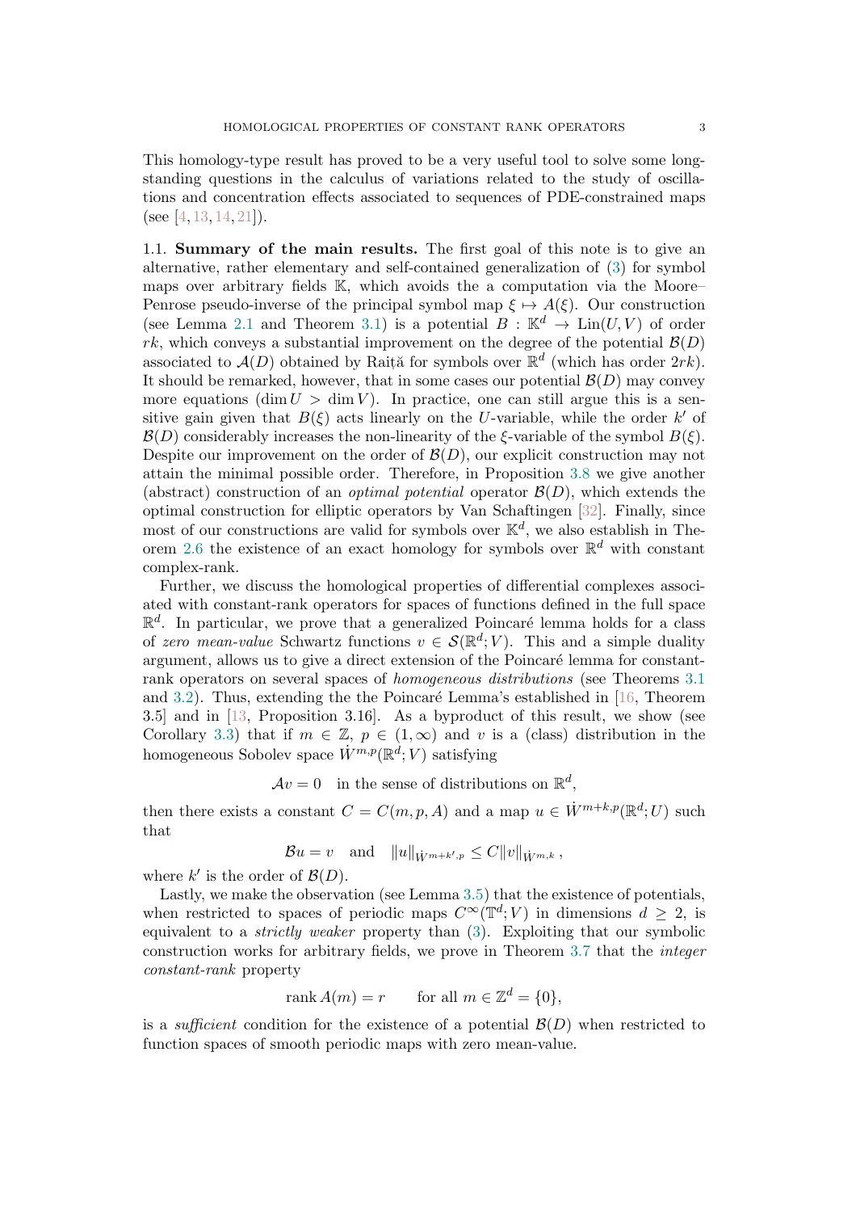This homology-type result has proved to be a very useful tool to solve some long-standing questions in the calculus of variations related to the study of oscillations and concentration effects associated to sequences of PDE-constrained maps (see [4, 13, 14, 21]).

**1.1. Summary of the main results.** The first goal of this note is to give an alternative, rather elementary and self-contained generalization of (3) for symbol maps over arbitrary fields $\mathbb{K}$, which avoids the a computation via the Moore–Penrose pseudo-inverse of the principal symbol map $\xi \mapsto A(\xi)$. Our construction (see Lemma 2.1 and Theorem 3.1) is a potential $B : \mathbb{K}^d \to \mathrm{Lin}(U, V)$ of order $rk$, which conveys a substantial improvement on the degree of the potential $\mathcal{B}(D)$ associated to $\mathcal{A}(D)$ obtained by Raiță for symbols over $\mathbb{R}^d$ (which has order $2rk$). It should be remarked, however, that in some cases our potential $\mathcal{B}(D)$ may convey more equations ($\dim U > \dim V$). In practice, one can still argue this is a sensitive gain given that $B(\xi)$ acts linearly on the $U$-variable, while the order $k'$ of $\mathcal{B}(D)$ considerably increases the non-linearity of the $\xi$-variable of the symbol $B(\xi)$. Despite our improvement on the order of $\mathcal{B}(D)$, our explicit construction may not attain the minimal possible order. Therefore, in Proposition 3.8 we give another (abstract) construction of an *optimal potential* operator $\mathcal{B}(D)$, which extends the optimal construction for elliptic operators by Van Schaftingen [32]. Finally, since most of our constructions are valid for symbols over $\mathbb{K}^d$, we also establish in Theorem 2.6 the existence of an exact homology for symbols over $\mathbb{R}^d$ with constant complex-rank.

Further, we discuss the homological properties of differential complexes associated with constant-rank operators for spaces of functions defined in the full space $\mathbb{R}^d$. In particular, we prove that a generalized Poincaré lemma holds for a class of *zero mean-value* Schwartz functions $v \in \mathcal{S}(\mathbb{R}^d; V)$. This and a simple duality argument, allows us to give a direct extension of the Poincaré lemma for constant-rank operators on several spaces of *homogeneous distributions* (see Theorems 3.1 and 3.2). Thus, extending the the Poincaré Lemma's established in [16, Theorem 3.5] and in [13, Proposition 3.16]. As a byproduct of this result, we show (see Corollary 3.3) that if $m \in \mathbb{Z}$, $p \in (1, \infty)$ and $v$ is a (class) distribution in the homogeneous Sobolev space $\dot{W}^{m,p}(\mathbb{R}^d; V)$ satisfying

$$\mathcal{A}v = 0 \quad \text{in the sense of distributions on } \mathbb{R}^d,$$

then there exists a constant $C = C(m, p, A)$ and a map $u \in \dot{W}^{m+k,p}(\mathbb{R}^d; U)$ such that

$$\mathcal{B}u = v \quad \text{and} \quad \|u\|_{\dot{W}^{m+k',p}} \leq C\|v\|_{\dot{W}^{m,k}},$$

where $k'$ is the order of $\mathcal{B}(D)$.

Lastly, we make the observation (see Lemma 3.5) that the existence of potentials, when restricted to spaces of periodic maps $C^\infty(\mathbb{T}^d; V)$ in dimensions $d \geq 2$, is equivalent to a *strictly weaker* property than (3). Exploiting that our symbolic construction works for arbitrary fields, we prove in Theorem 3.7 that the *integer constant-rank* property

$$\mathrm{rank}\, A(m) = r \qquad \text{for all } m \in \mathbb{Z}^d = \{0\},$$

is a *sufficient* condition for the existence of a potential $\mathcal{B}(D)$ when restricted to function spaces of smooth periodic maps with zero mean-value.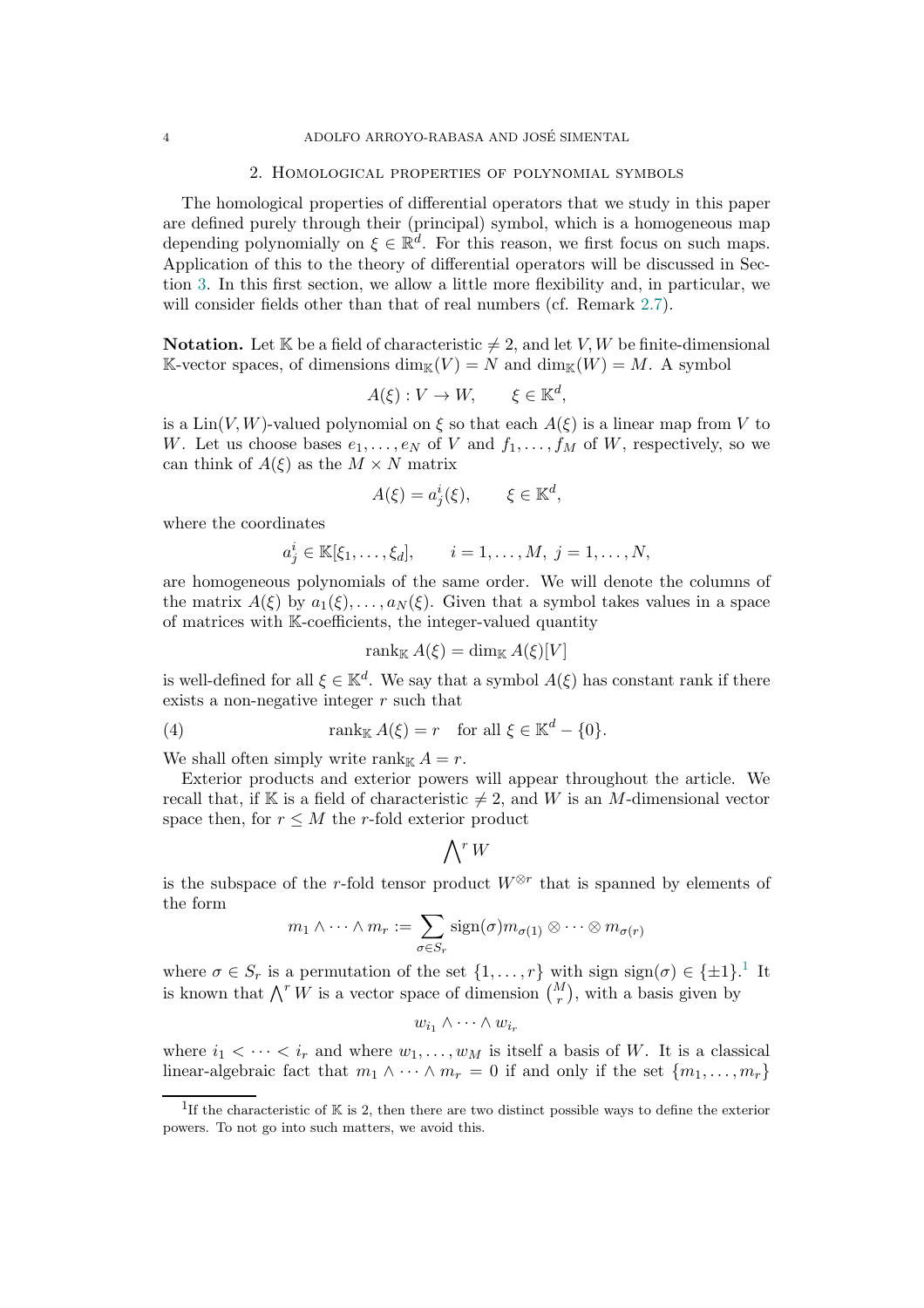## 2. Homological properties of polynomial symbols

The homological properties of differential operators that we study in this paper are defined purely through their (principal) symbol, which is a homogeneous map depending polynomially on $\xi \in \mathbb{R}^d$. For this reason, we first focus on such maps. Application of this to the theory of differential operators will be discussed in Section 3. In this first section, we allow a little more flexibility and, in particular, we will consider fields other than that of real numbers (cf. Remark 2.7).

**Notation.** Let $\mathbb{K}$ be a field of characteristic $\neq 2$, and let $V, W$ be finite-dimensional $\mathbb{K}$-vector spaces, of dimensions $\dim_{\mathbb{K}}(V) = N$ and $\dim_{\mathbb{K}}(W) = M$. A symbol

$$A(\xi) : V \to W, \qquad \xi \in \mathbb{K}^d,$$

is a $\mathrm{Lin}(V, W)$-valued polynomial on $\xi$ so that each $A(\xi)$ is a linear map from $V$ to $W$. Let us choose bases $e_1, \ldots, e_N$ of $V$ and $f_1, \ldots, f_M$ of $W$, respectively, so we can think of $A(\xi)$ as the $M \times N$ matrix

$$A(\xi) = a^i_j(\xi), \qquad \xi \in \mathbb{K}^d,$$

where the coordinates

$$a^i_j \in \mathbb{K}[\xi_1, \ldots, \xi_d], \qquad i = 1, \ldots, M, \ j = 1, \ldots, N,$$

are homogeneous polynomials of the same order. We will denote the columns of the matrix $A(\xi)$ by $a_1(\xi), \ldots, a_N(\xi)$. Given that a symbol takes values in a space of matrices with $\mathbb{K}$-coefficients, the integer-valued quantity

$$\mathrm{rank}_{\mathbb{K}} A(\xi) = \dim_{\mathbb{K}} A(\xi)[V]$$

is well-defined for all $\xi \in \mathbb{K}^d$. We say that a symbol $A(\xi)$ has constant rank if there exists a non-negative integer $r$ such that

$$\mathrm{rank}_{\mathbb{K}} A(\xi) = r \quad \text{for all } \xi \in \mathbb{K}^d - \{0\}. \tag{4}$$

We shall often simply write $\mathrm{rank}_{\mathbb{K}} A = r$.

Exterior products and exterior powers will appear throughout the article. We recall that, if $\mathbb{K}$ is a field of characteristic $\neq 2$, and $W$ is an $M$-dimensional vector space then, for $r \leq M$ the $r$-fold exterior product

$$\bigwedge\nolimits^r W$$

is the subspace of the $r$-fold tensor product $W^{\otimes r}$ that is spanned by elements of the form

$$m_1 \wedge \cdots \wedge m_r := \sum_{\sigma \in S_r} \mathrm{sign}(\sigma) m_{\sigma(1)} \otimes \cdots \otimes m_{\sigma(r)}$$

where $\sigma \in S_r$ is a permutation of the set $\{1, \ldots, r\}$ with sign $\mathrm{sign}(\sigma) \in \{\pm 1\}$.[1] It is known that $\bigwedge^r W$ is a vector space of dimension $\binom{M}{r}$, with a basis given by

$$w_{i_1} \wedge \cdots \wedge w_{i_r}$$

where $i_1 < \cdots < i_r$ and where $w_1, \ldots, w_M$ is itself a basis of $W$. It is a classical linear-algebraic fact that $m_1 \wedge \cdots \wedge m_r = 0$ if and only if the set $\{m_1, \ldots, m_r\}$

[1] If the characteristic of $\mathbb{K}$ is 2, then there are two distinct possible ways to define the exterior powers. To not go into such matters, we avoid this.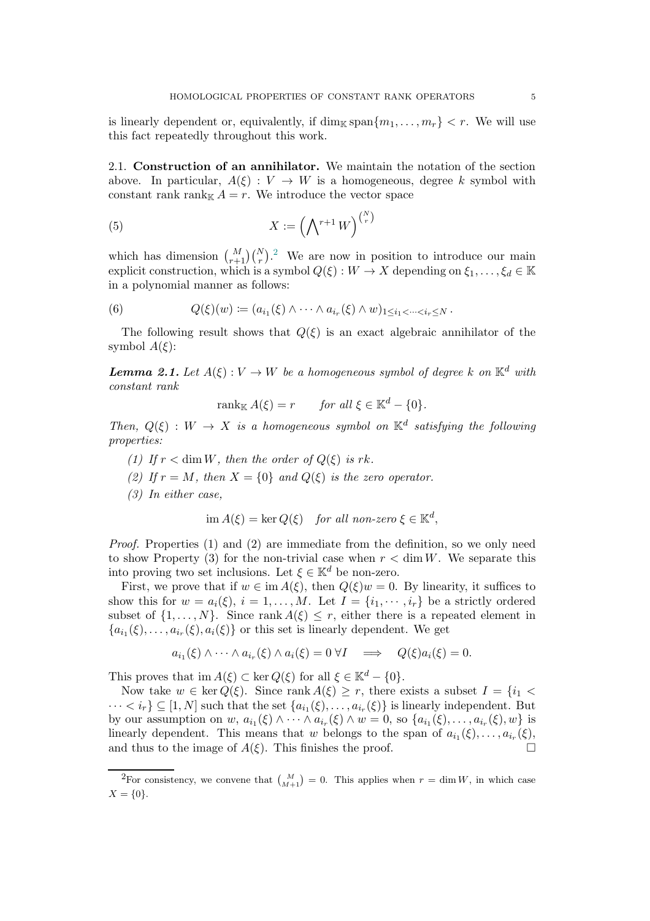is linearly dependent or, equivalently, if $\dim_{\mathbb{K}} \operatorname{span}\{m_1, \dots, m_r\} < r$. We will use this fact repeatedly throughout this work.

### 2.1. Construction of an annihilator.

We maintain the notation of the section above. In particular, $A(\xi) : V \to W$ is a homogeneous, degree $k$ symbol with constant rank $\operatorname{rank}_{\mathbb{K}} A = r$. We introduce the vector space

$$X := \left(\bigwedge\nolimits^{r+1} W\right)^{\binom{N}{r}} \tag{5}$$

which has dimension $\binom{M}{r+1}\binom{N}{r}$.[2] We are now in position to introduce our main explicit construction, which is a symbol $Q(\xi) : W \to X$ depending on $\xi_1, \dots, \xi_d \in \mathbb{K}$ in a polynomial manner as follows:

$$Q(\xi)(w) \coloneqq (a_{i_1}(\xi) \wedge \cdots \wedge a_{i_r}(\xi) \wedge w)_{1 \le i_1 < \cdots < i_r \le N}\,. \tag{6}$$

The following result shows that $Q(\xi)$ is an exact algebraic annihilator of the symbol $A(\xi)$:

***Lemma 2.1.*** *Let $A(\xi) : V \to W$ be a homogeneous symbol of degree $k$ on $\mathbb{K}^d$ with constant rank*

$$\operatorname{rank}_{\mathbb{K}} A(\xi) = r \qquad \textit{for all } \xi \in \mathbb{K}^d - \{0\}.$$

*Then, $Q(\xi) : W \to X$ is a homogeneous symbol on $\mathbb{K}^d$ satisfying the following properties:*

1. *If $r < \dim W$, then the order of $Q(\xi)$ is $rk$.*
2. *If $r = M$, then $X = \{0\}$ and $Q(\xi)$ is the zero operator.*
3. *In either case,*

$$\operatorname{im} A(\xi) = \ker Q(\xi) \quad \textit{for all non-zero } \xi \in \mathbb{K}^d,$$

*Proof.* Properties (1) and (2) are immediate from the definition, so we only need to show Property (3) for the non-trivial case when $r < \dim W$. We separate this into proving two set inclusions. Let $\xi \in \mathbb{K}^d$ be non-zero.

First, we prove that if $w \in \operatorname{im} A(\xi)$, then $Q(\xi)w = 0$. By linearity, it suffices to show this for $w = a_i(\xi)$, $i = 1, \dots, M$. Let $I = \{i_1, \cdots, i_r\}$ be a strictly ordered subset of $\{1, \dots, N\}$. Since $\operatorname{rank} A(\xi) \le r$, either there is a repeated element in $\{a_{i_1}(\xi), \dots, a_{i_r}(\xi), a_i(\xi)\}$ or this set is linearly dependent. We get

$$a_{i_1}(\xi) \wedge \cdots \wedge a_{i_r}(\xi) \wedge a_i(\xi) = 0 \ \forall I \quad \Longrightarrow \quad Q(\xi)a_i(\xi) = 0.$$

This proves that $\operatorname{im} A(\xi) \subset \ker Q(\xi)$ for all $\xi \in \mathbb{K}^d - \{0\}$.

Now take $w \in \ker Q(\xi)$. Since $\operatorname{rank} A(\xi) \ge r$, there exists a subset $I = \{i_1 < \cdots < i_r\} \subseteq [1, N]$ such that the set $\{a_{i_1}(\xi), \dots, a_{i_r}(\xi)\}$ is linearly independent. But by our assumption on $w$, $a_{i_1}(\xi) \wedge \cdots \wedge a_{i_r}(\xi) \wedge w = 0$, so $\{a_{i_1}(\xi), \dots, a_{i_r}(\xi), w\}$ is linearly dependent. This means that $w$ belongs to the span of $a_{i_1}(\xi), \dots, a_{i_r}(\xi)$, and thus to the image of $A(\xi)$. This finishes the proof. $\square$

---

[2] For consistency, we convene that $\binom{M}{M+1} = 0$. This applies when $r = \dim W$, in which case $X = \{0\}$.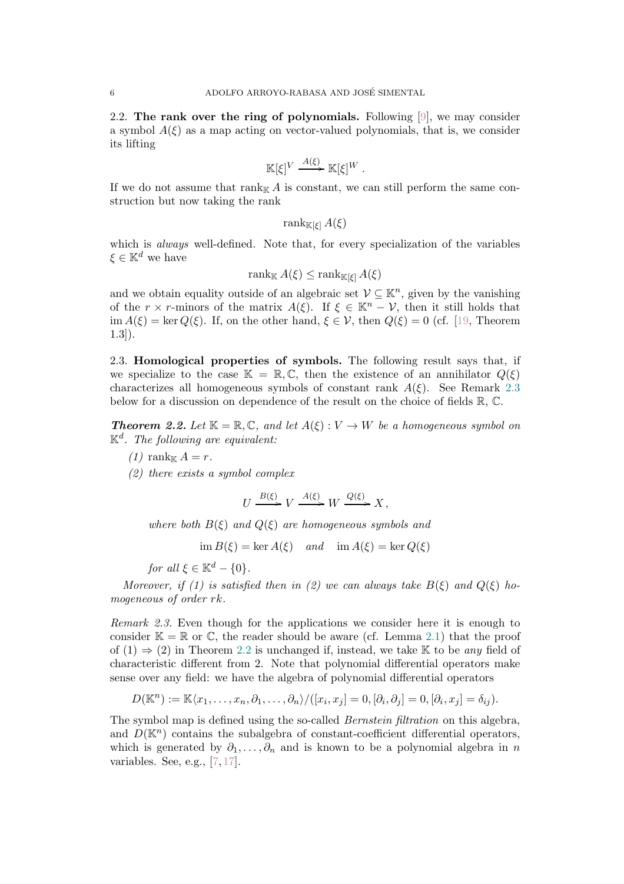2.2. **The rank over the ring of polynomials.** Following [9], we may consider a symbol $A(\xi)$ as a map acting on vector-valued polynomials, that is, we consider its lifting

$$\mathbb{K}[\xi]^V \xrightarrow{A(\xi)} \mathbb{K}[\xi]^W .$$

If we do not assume that $\operatorname{rank}_{\mathbb{K}} A$ is constant, we can still perform the same construction but now taking the rank

$$\operatorname{rank}_{\mathbb{K}[\xi]} A(\xi)$$

which is *always* well-defined. Note that, for every specialization of the variables $\xi \in \mathbb{K}^d$ we have

$$\operatorname{rank}_{\mathbb{K}} A(\xi) \leq \operatorname{rank}_{\mathbb{K}[\xi]} A(\xi)$$

and we obtain equality outside of an algebraic set $\mathcal{V} \subseteq \mathbb{K}^n$, given by the vanishing of the $r \times r$-minors of the matrix $A(\xi)$. If $\xi \in \mathbb{K}^n - \mathcal{V}$, then it still holds that $\operatorname{im} A(\xi) = \ker Q(\xi)$. If, on the other hand, $\xi \in \mathcal{V}$, then $Q(\xi) = 0$ (cf. [19, Theorem 1.3]).

2.3. **Homological properties of symbols.** The following result says that, if we specialize to the case $\mathbb{K} = \mathbb{R}, \mathbb{C}$, then the existence of an annihilator $Q(\xi)$ characterizes all homogeneous symbols of constant rank $A(\xi)$. See Remark 2.3 below for a discussion on dependence of the result on the choice of fields $\mathbb{R}$, $\mathbb{C}$.

***Theorem 2.2.*** *Let $\mathbb{K} = \mathbb{R}, \mathbb{C}$, and let $A(\xi) : V \to W$ be a homogeneous symbol on $\mathbb{K}^d$. The following are equivalent:*

*(1) $\operatorname{rank}_{\mathbb{K}} A = r$.*

*(2) there exists a symbol complex*

$$U \xrightarrow{B(\xi)} V \xrightarrow{A(\xi)} W \xrightarrow{Q(\xi)} X ,$$

*where both $B(\xi)$ and $Q(\xi)$ are homogeneous symbols and*

$$\operatorname{im} B(\xi) = \ker A(\xi) \quad \text{and} \quad \operatorname{im} A(\xi) = \ker Q(\xi)$$

*for all $\xi \in \mathbb{K}^d - \{0\}$.*

*Moreover, if (1) is satisfied then in (2) we can always take $B(\xi)$ and $Q(\xi)$ homogeneous of order $rk$.*

*Remark 2.3.* Even though for the applications we consider here it is enough to consider $\mathbb{K} = \mathbb{R}$ or $\mathbb{C}$, the reader should be aware (cf. Lemma 2.1) that the proof of (1) $\Rightarrow$ (2) in Theorem 2.2 is unchanged if, instead, we take $\mathbb{K}$ to be *any* field of characteristic different from 2. Note that polynomial differential operators make sense over any field: we have the algebra of polynomial differential operators

$$D(\mathbb{K}^n) := \mathbb{K}\langle x_1, \ldots, x_n, \partial_1, \ldots, \partial_n \rangle / ([x_i, x_j] = 0, [\partial_i, \partial_j] = 0, [\partial_i, x_j] = \delta_{ij}).$$

The symbol map is defined using the so-called *Bernstein filtration* on this algebra, and $D(\mathbb{K}^n)$ contains the subalgebra of constant-coefficient differential operators, which is generated by $\partial_1, \ldots, \partial_n$ and is known to be a polynomial algebra in $n$ variables. See, e.g., [7, 17].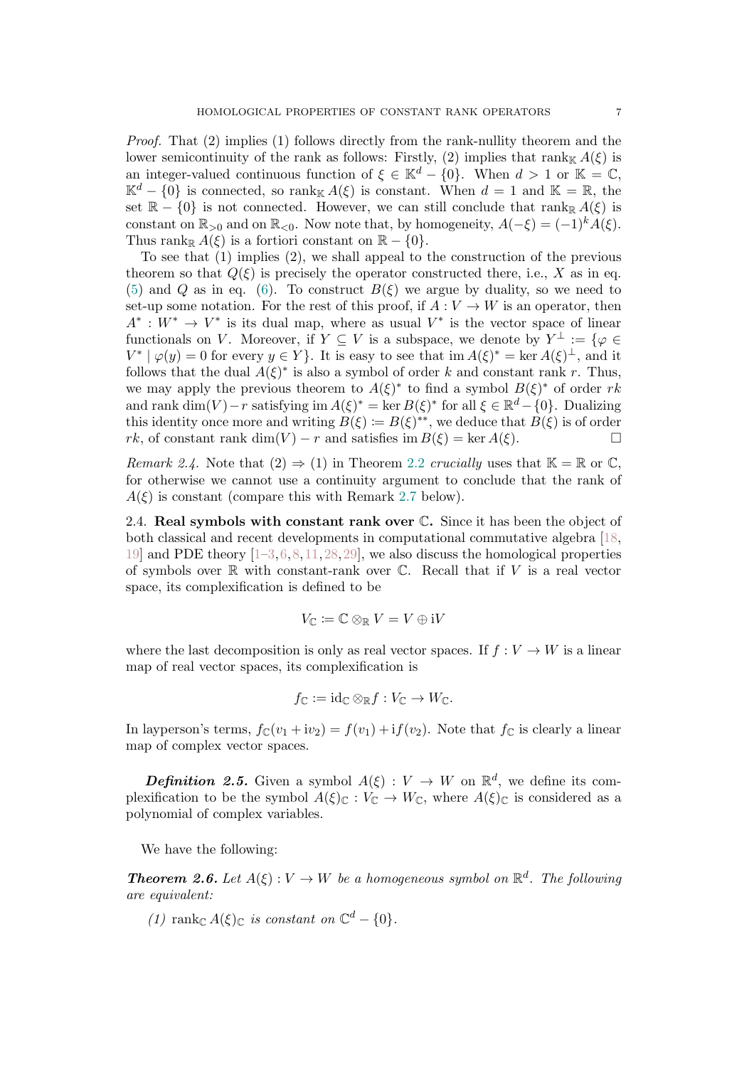*Proof.* That (2) implies (1) follows directly from the rank-nullity theorem and the lower semicontinuity of the rank as follows: Firstly, (2) implies that $\operatorname{rank}_{\mathbb{K}} A(\xi)$ is an integer-valued continuous function of $\xi \in \mathbb{K}^d - \{0\}$. When $d > 1$ or $\mathbb{K} = \mathbb{C}$, $\mathbb{K}^d - \{0\}$ is connected, so $\operatorname{rank}_{\mathbb{K}} A(\xi)$ is constant. When $d = 1$ and $\mathbb{K} = \mathbb{R}$, the set $\mathbb{R} - \{0\}$ is not connected. However, we can still conclude that $\operatorname{rank}_{\mathbb{R}} A(\xi)$ is constant on $\mathbb{R}_{>0}$ and on $\mathbb{R}_{<0}$. Now note that, by homogeneity, $A(-\xi) = (-1)^k A(\xi)$. Thus $\operatorname{rank}_{\mathbb{R}} A(\xi)$ is a fortiori constant on $\mathbb{R} - \{0\}$.

To see that (1) implies (2), we shall appeal to the construction of the previous theorem so that $Q(\xi)$ is precisely the operator constructed there, i.e., $X$ as in eq. (5) and $Q$ as in eq. (6). To construct $B(\xi)$ we argue by duality, so we need to set-up some notation. For the rest of this proof, if $A : V \to W$ is an operator, then $A^* : W^* \to V^*$ is its dual map, where as usual $V^*$ is the vector space of linear functionals on $V$. Moreover, if $Y \subseteq V$ is a subspace, we denote by $Y^\perp := \{\varphi \in V^* \mid \varphi(y) = 0 \text{ for every } y \in Y\}$. It is easy to see that $\operatorname{im} A(\xi)^* = \ker A(\xi)^\perp$, and it follows that the dual $A(\xi)^*$ is also a symbol of order $k$ and constant rank $r$. Thus, we may apply the previous theorem to $A(\xi)^*$ to find a symbol $B(\xi)^*$ of order $rk$ and rank $\dim(V) - r$ satisfying $\operatorname{im} A(\xi)^* = \ker B(\xi)^*$ for all $\xi \in \mathbb{R}^d - \{0\}$. Dualizing this identity once more and writing $B(\xi) := B(\xi)^{**}$, we deduce that $B(\xi)$ is of order $rk$, of constant rank $\dim(V) - r$ and satisfies $\operatorname{im} B(\xi) = \ker A(\xi)$. $\square$

*Remark 2.4.* Note that (2) $\Rightarrow$ (1) in Theorem 2.2 *crucially* uses that $\mathbb{K} = \mathbb{R}$ or $\mathbb{C}$, for otherwise we cannot use a continuity argument to conclude that the rank of $A(\xi)$ is constant (compare this with Remark 2.7 below).

### 2.4. Real symbols with constant rank over $\mathbb{C}$.

Since it has been the object of both classical and recent developments in computational commutative algebra [18, 19] and PDE theory [1–3, 6, 8, 11, 28, 29], we also discuss the homological properties of symbols over $\mathbb{R}$ with constant-rank over $\mathbb{C}$. Recall that if $V$ is a real vector space, its complexification is defined to be

$$V_{\mathbb{C}} := \mathbb{C} \otimes_{\mathbb{R}} V = V \oplus \mathrm{i}V$$

where the last decomposition is only as real vector spaces. If $f : V \to W$ is a linear map of real vector spaces, its complexification is

$$f_{\mathbb{C}} := \mathrm{id}_{\mathbb{C}} \otimes_{\mathbb{R}} f : V_{\mathbb{C}} \to W_{\mathbb{C}}.$$

In layperson's terms, $f_{\mathbb{C}}(v_1 + \mathrm{i}v_2) = f(v_1) + \mathrm{i}f(v_2)$. Note that $f_{\mathbb{C}}$ is clearly a linear map of complex vector spaces.

***Definition 2.5.*** Given a symbol $A(\xi) : V \to W$ on $\mathbb{R}^d$, we define its complexification to be the symbol $A(\xi)_{\mathbb{C}} : V_{\mathbb{C}} \to W_{\mathbb{C}}$, where $A(\xi)_{\mathbb{C}}$ is considered as a polynomial of complex variables.

We have the following:

***Theorem 2.6.*** *Let $A(\xi) : V \to W$ be a homogeneous symbol on $\mathbb{R}^d$. The following are equivalent:*

*(1) $\operatorname{rank}_{\mathbb{C}} A(\xi)_{\mathbb{C}}$ is constant on $\mathbb{C}^d - \{0\}$.*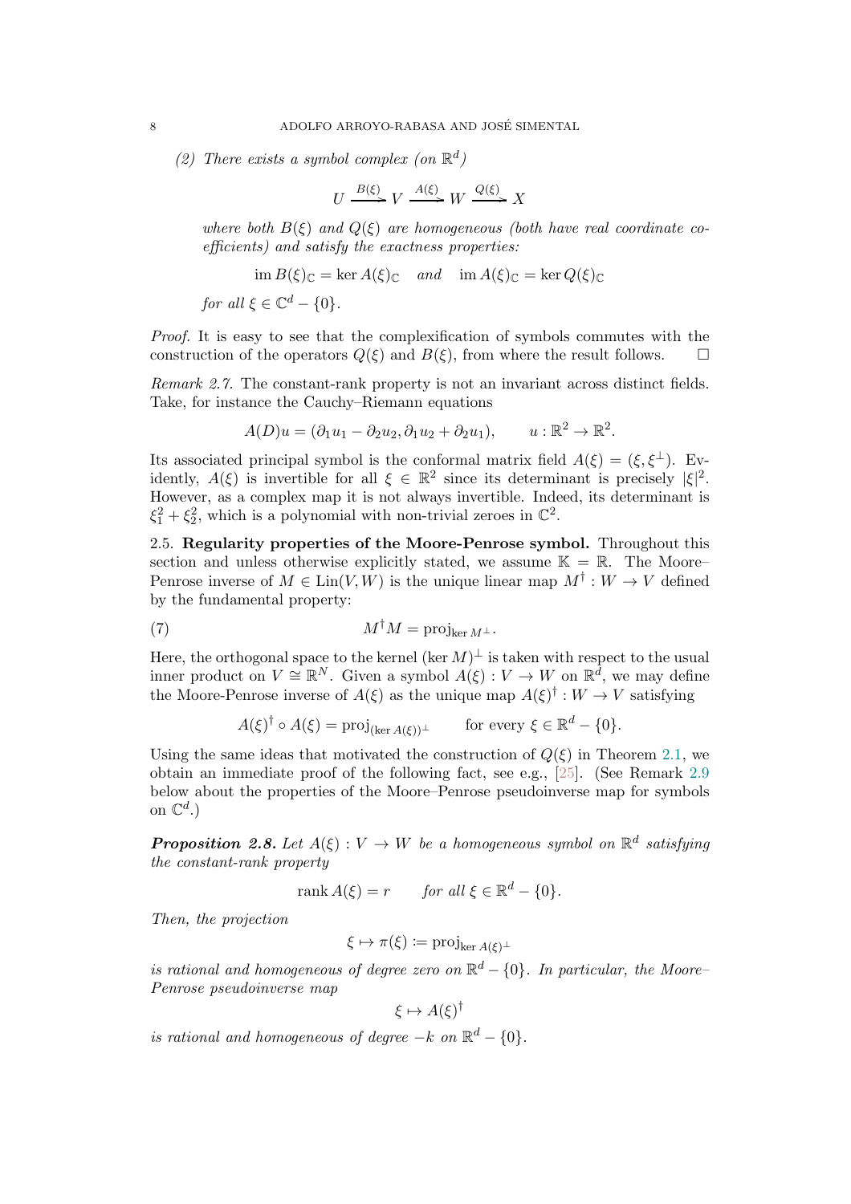*(2) There exists a symbol complex (on $\mathbb{R}^d$)*

$$U \xrightarrow{B(\xi)} V \xrightarrow{A(\xi)} W \xrightarrow{Q(\xi)} X$$

*where both $B(\xi)$ and $Q(\xi)$ are homogeneous (both have real coordinate coefficients) and satisfy the exactness properties:*

$$\operatorname{im} B(\xi)_{\mathbb{C}} = \ker A(\xi)_{\mathbb{C}} \quad \text{and} \quad \operatorname{im} A(\xi)_{\mathbb{C}} = \ker Q(\xi)_{\mathbb{C}}$$

*for all $\xi \in \mathbb{C}^d - \{0\}$.*

*Proof.* It is easy to see that the complexification of symbols commutes with the construction of the operators $Q(\xi)$ and $B(\xi)$, from where the result follows. □

*Remark 2.7.* The constant-rank property is not an invariant across distinct fields. Take, for instance the Cauchy–Riemann equations

$$A(D)u = (\partial_1 u_1 - \partial_2 u_2, \partial_1 u_2 + \partial_2 u_1), \qquad u : \mathbb{R}^2 \to \mathbb{R}^2.$$

Its associated principal symbol is the conformal matrix field $A(\xi) = (\xi, \xi^\perp)$. Evidently, $A(\xi)$ is invertible for all $\xi \in \mathbb{R}^2$ since its determinant is precisely $|\xi|^2$. However, as a complex map it is not always invertible. Indeed, its determinant is $\xi_1^2 + \xi_2^2$, which is a polynomial with non-trivial zeroes in $\mathbb{C}^2$.

## 2.5. Regularity properties of the Moore-Penrose symbol.

Throughout this section and unless otherwise explicitly stated, we assume $\mathbb{K} = \mathbb{R}$. The Moore–Penrose inverse of $M \in \operatorname{Lin}(V, W)$ is the unique linear map $M^\dagger : W \to V$ defined by the fundamental property:

$$M^\dagger M = \operatorname{proj}_{\ker M^\perp}. \tag{7}$$

Here, the orthogonal space to the kernel $(\ker M)^\perp$ is taken with respect to the usual inner product on $V \cong \mathbb{R}^N$. Given a symbol $A(\xi) : V \to W$ on $\mathbb{R}^d$, we may define the Moore-Penrose inverse of $A(\xi)$ as the unique map $A(\xi)^\dagger : W \to V$ satisfying

$$A(\xi)^\dagger \circ A(\xi) = \operatorname{proj}_{(\ker A(\xi))^\perp} \qquad \text{for every } \xi \in \mathbb{R}^d - \{0\}.$$

Using the same ideas that motivated the construction of $Q(\xi)$ in Theorem 2.1, we obtain an immediate proof of the following fact, see e.g., [25]. (See Remark 2.9 below about the properties of the Moore–Penrose pseudoinverse map for symbols on $\mathbb{C}^d$.)

***Proposition 2.8.*** *Let $A(\xi) : V \to W$ be a homogeneous symbol on $\mathbb{R}^d$ satisfying the constant-rank property*

$$\operatorname{rank} A(\xi) = r \qquad \textit{for all } \xi \in \mathbb{R}^d - \{0\}.$$

*Then, the projection*

$$\xi \mapsto \pi(\xi) := \operatorname{proj}_{\ker A(\xi)^\perp}$$

*is rational and homogeneous of degree zero on $\mathbb{R}^d - \{0\}$. In particular, the Moore–Penrose pseudoinverse map*

$$\xi \mapsto A(\xi)^\dagger$$

*is rational and homogeneous of degree $-k$ on $\mathbb{R}^d - \{0\}$.*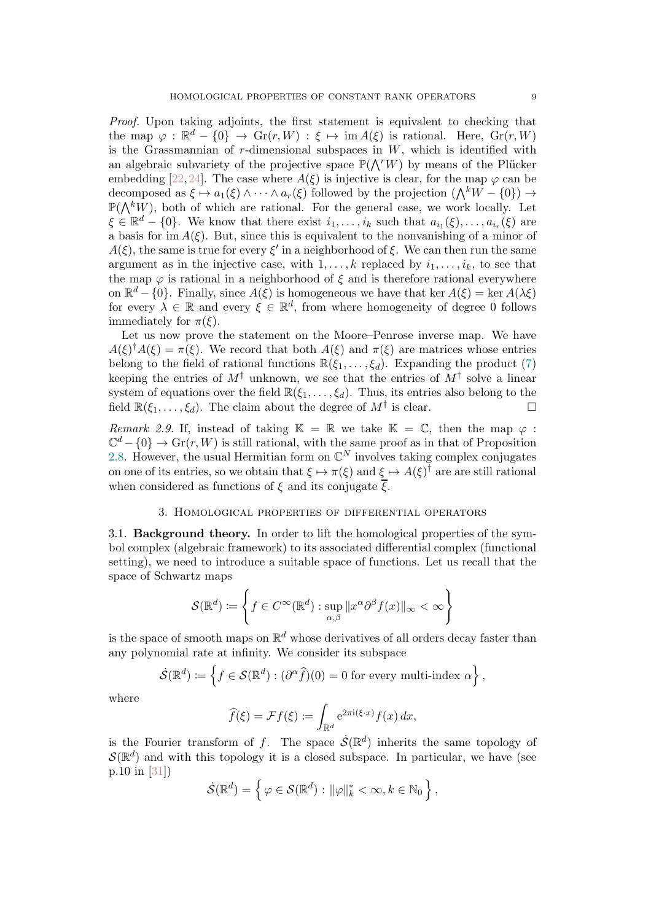*Proof.* Upon taking adjoints, the first statement is equivalent to checking that the map $\varphi : \mathbb{R}^d - \{0\} \to \mathrm{Gr}(r, W) : \xi \mapsto \operatorname{im} A(\xi)$ is rational. Here, $\mathrm{Gr}(r, W)$ is the Grassmannian of $r$-dimensional subspaces in $W$, which is identified with an algebraic subvariety of the projective space $\mathbb{P}(\bigwedge^r W)$ by means of the Plücker embedding [22, 24]. The case where $A(\xi)$ is injective is clear, for the map $\varphi$ can be decomposed as $\xi \mapsto a_1(\xi) \wedge \cdots \wedge a_r(\xi)$ followed by the projection $(\bigwedge^k W - \{0\}) \to \mathbb{P}(\bigwedge^k W)$, both of which are rational. For the general case, we work locally. Let $\xi \in \mathbb{R}^d - \{0\}$. We know that there exist $i_1, \ldots, i_k$ such that $a_{i_1}(\xi), \ldots, a_{i_r}(\xi)$ are a basis for $\operatorname{im} A(\xi)$. But, since this is equivalent to the nonvanishing of a minor of $A(\xi)$, the same is true for every $\xi'$ in a neighborhood of $\xi$. We can then run the same argument as in the injective case, with $1, \ldots, k$ replaced by $i_1, \ldots, i_k$, to see that the map $\varphi$ is rational in a neighborhood of $\xi$ and is therefore rational everywhere on $\mathbb{R}^d - \{0\}$. Finally, since $A(\xi)$ is homogeneous we have that $\ker A(\xi) = \ker A(\lambda\xi)$ for every $\lambda \in \mathbb{R}$ and every $\xi \in \mathbb{R}^d$, from where homogeneity of degree 0 follows immediately for $\pi(\xi)$.

Let us now prove the statement on the Moore–Penrose inverse map. We have $A(\xi)^\dagger A(\xi) = \pi(\xi)$. We record that both $A(\xi)$ and $\pi(\xi)$ are matrices whose entries belong to the field of rational functions $\mathbb{R}(\xi_1, \ldots, \xi_d)$. Expanding the product (7) keeping the entries of $M^\dagger$ unknown, we see that the entries of $M^\dagger$ solve a linear system of equations over the field $\mathbb{R}(\xi_1, \ldots, \xi_d)$. Thus, its entries also belong to the field $\mathbb{R}(\xi_1, \ldots, \xi_d)$. The claim about the degree of $M^\dagger$ is clear. □

*Remark 2.9.* If, instead of taking $\mathbb{K} = \mathbb{R}$ we take $\mathbb{K} = \mathbb{C}$, then the map $\varphi : \mathbb{C}^d - \{0\} \to \mathrm{Gr}(r, W)$ is still rational, with the same proof as in that of Proposition 2.8. However, the usual Hermitian form on $\mathbb{C}^N$ involves taking complex conjugates on one of its entries, so we obtain that $\xi \mapsto \pi(\xi)$ and $\xi \mapsto A(\xi)^\dagger$ are are still rational when considered as functions of $\xi$ and its conjugate $\overline{\xi}$.

## 3. Homological properties of differential operators

**3.1. Background theory.** In order to lift the homological properties of the symbol complex (algebraic framework) to its associated differential complex (functional setting), we need to introduce a suitable space of functions. Let us recall that the space of Schwartz maps

$$\mathcal{S}(\mathbb{R}^d) := \left\{ f \in C^\infty(\mathbb{R}^d) : \sup_{\alpha,\beta} \|x^\alpha \partial^\beta f(x)\|_\infty < \infty \right\}$$

is the space of smooth maps on $\mathbb{R}^d$ whose derivatives of all orders decay faster than any polynomial rate at infinity. We consider its subspace

$$\dot{\mathcal{S}}(\mathbb{R}^d) := \left\{ f \in \mathcal{S}(\mathbb{R}^d) : (\partial^\alpha \widehat{f})(0) = 0 \text{ for every multi-index } \alpha \right\},$$

where

$$\widehat{f}(\xi) = \mathcal{F}f(\xi) := \int_{\mathbb{R}^d} \mathrm{e}^{2\pi \mathrm{i}(\xi \cdot x)} f(x)\, dx,$$

is the Fourier transform of $f$. The space $\dot{\mathcal{S}}(\mathbb{R}^d)$ inherits the same topology of $\mathcal{S}(\mathbb{R}^d)$ and with this topology it is a closed subspace. In particular, we have (see p.10 in [31])

$$\dot{\mathcal{S}}(\mathbb{R}^d) = \left\{ \varphi \in \mathcal{S}(\mathbb{R}^d) : \|\varphi\|_k^* < \infty, k \in \mathbb{N}_0 \right\},$$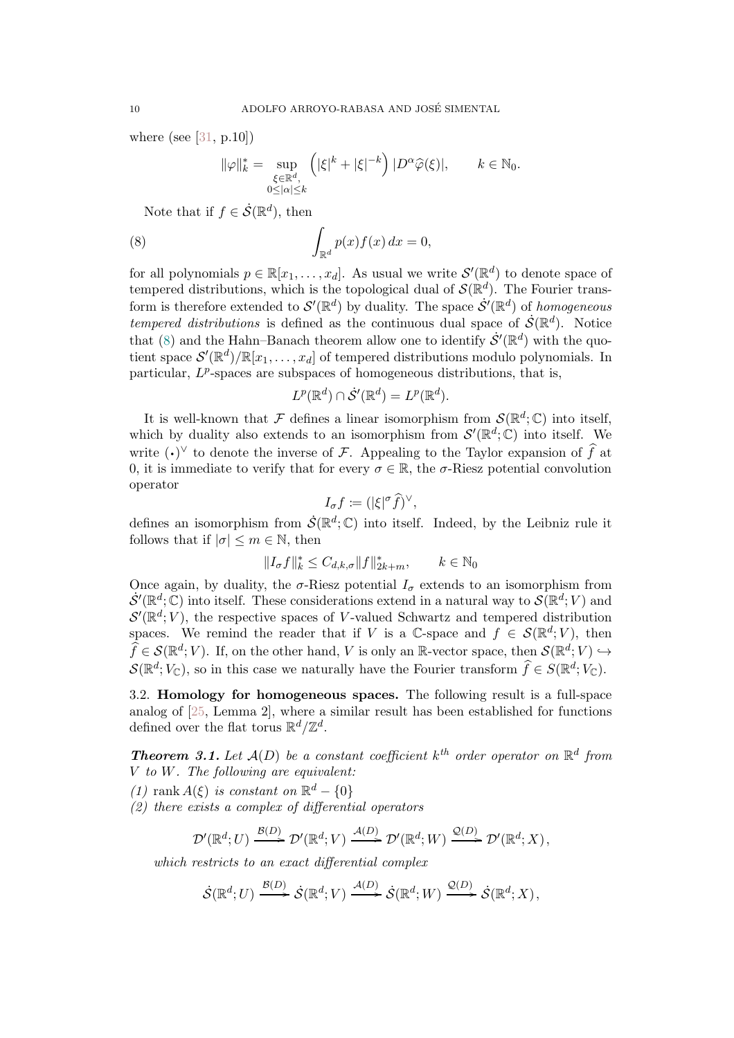where (see [31, p.10])

$$\|\varphi\|_k^* = \sup_{\substack{\xi\in\mathbb{R}^d,\\ 0\le|\alpha|\le k}} \left(|\xi|^k + |\xi|^{-k}\right) |D^\alpha \widehat{\varphi}(\xi)|, \qquad k \in \mathbb{N}_0.$$

Note that if $f \in \dot{\mathcal{S}}(\mathbb{R}^d)$, then

$$\int_{\mathbb{R}^d} p(x) f(x)\, dx = 0, \tag{8}$$

for all polynomials $p \in \mathbb{R}[x_1, \dots, x_d]$. As usual we write $\mathcal{S}'(\mathbb{R}^d)$ to denote space of tempered distributions, which is the topological dual of $\mathcal{S}(\mathbb{R}^d)$. The Fourier transform is therefore extended to $\mathcal{S}'(\mathbb{R}^d)$ by duality. The space $\dot{\mathcal{S}}'(\mathbb{R}^d)$ of *homogeneous tempered distributions* is defined as the continuous dual space of $\dot{\mathcal{S}}(\mathbb{R}^d)$. Notice that (8) and the Hahn–Banach theorem allow one to identify $\dot{\mathcal{S}}'(\mathbb{R}^d)$ with the quotient space $\mathcal{S}'(\mathbb{R}^d)/\mathbb{R}[x_1, \dots, x_d]$ of tempered distributions modulo polynomials. In particular, $L^p$-spaces are subspaces of homogeneous distributions, that is,

$$L^p(\mathbb{R}^d) \cap \dot{\mathcal{S}}'(\mathbb{R}^d) = L^p(\mathbb{R}^d).$$

It is well-known that $\mathcal{F}$ defines a linear isomorphism from $\mathcal{S}(\mathbb{R}^d; \mathbb{C})$ into itself, which by duality also extends to an isomorphism from $\mathcal{S}'(\mathbb{R}^d; \mathbb{C})$ into itself. We write $(\cdot)^\vee$ to denote the inverse of $\mathcal{F}$. Appealing to the Taylor expansion of $\widehat{f}$ at 0, it is immediate to verify that for every $\sigma \in \mathbb{R}$, the $\sigma$-Riesz potential convolution operator

$$I_\sigma f := (|\xi|^\sigma \widehat{f})^\vee,$$

defines an isomorphism from $\dot{\mathcal{S}}(\mathbb{R}^d; \mathbb{C})$ into itself. Indeed, by the Leibniz rule it follows that if $|\sigma| \le m \in \mathbb{N}$, then

$$\|I_\sigma f\|_k^* \le C_{d,k,\sigma} \|f\|_{2k+m}^*, \qquad k \in \mathbb{N}_0$$

Once again, by duality, the $\sigma$-Riesz potential $I_\sigma$ extends to an isomorphism from $\dot{\mathcal{S}}'(\mathbb{R}^d; \mathbb{C})$ into itself. These considerations extend in a natural way to $\mathcal{S}(\mathbb{R}^d; V)$ and $\mathcal{S}'(\mathbb{R}^d; V)$, the respective spaces of $V$-valued Schwartz and tempered distribution spaces. We remind the reader that if $V$ is a $\mathbb{C}$-space and $f \in \mathcal{S}(\mathbb{R}^d; V)$, then $\widehat{f} \in \mathcal{S}(\mathbb{R}^d; V)$. If, on the other hand, $V$ is only an $\mathbb{R}$-vector space, then $\mathcal{S}(\mathbb{R}^d; V) \hookrightarrow \mathcal{S}(\mathbb{R}^d; V_\mathbb{C})$, so in this case we naturally have the Fourier transform $\widehat{f} \in S(\mathbb{R}^d; V_\mathbb{C})$.

### 3.2. Homology for homogeneous spaces.

The following result is a full-space analog of [25, Lemma 2], where a similar result has been established for functions defined over the flat torus $\mathbb{R}^d/\mathbb{Z}^d$.

***Theorem 3.1.*** *Let $\mathcal{A}(D)$ be a constant coefficient $k^{th}$ order operator on $\mathbb{R}^d$ from $V$ to $W$. The following are equivalent:*

*(1) $\operatorname{rank} A(\xi)$ is constant on $\mathbb{R}^d - \{0\}$*

*(2) there exists a complex of differential operators*

$$\mathcal{D}'(\mathbb{R}^d; U) \xrightarrow{\mathcal{B}(D)} \mathcal{D}'(\mathbb{R}^d; V) \xrightarrow{\mathcal{A}(D)} \mathcal{D}'(\mathbb{R}^d; W) \xrightarrow{\mathcal{Q}(D)} \mathcal{D}'(\mathbb{R}^d; X),$$

*which restricts to an exact differential complex*

$$\dot{\mathcal{S}}(\mathbb{R}^d; U) \xrightarrow{\mathcal{B}(D)} \dot{\mathcal{S}}(\mathbb{R}^d; V) \xrightarrow{\mathcal{A}(D)} \dot{\mathcal{S}}(\mathbb{R}^d; W) \xrightarrow{\mathcal{Q}(D)} \dot{\mathcal{S}}(\mathbb{R}^d; X),$$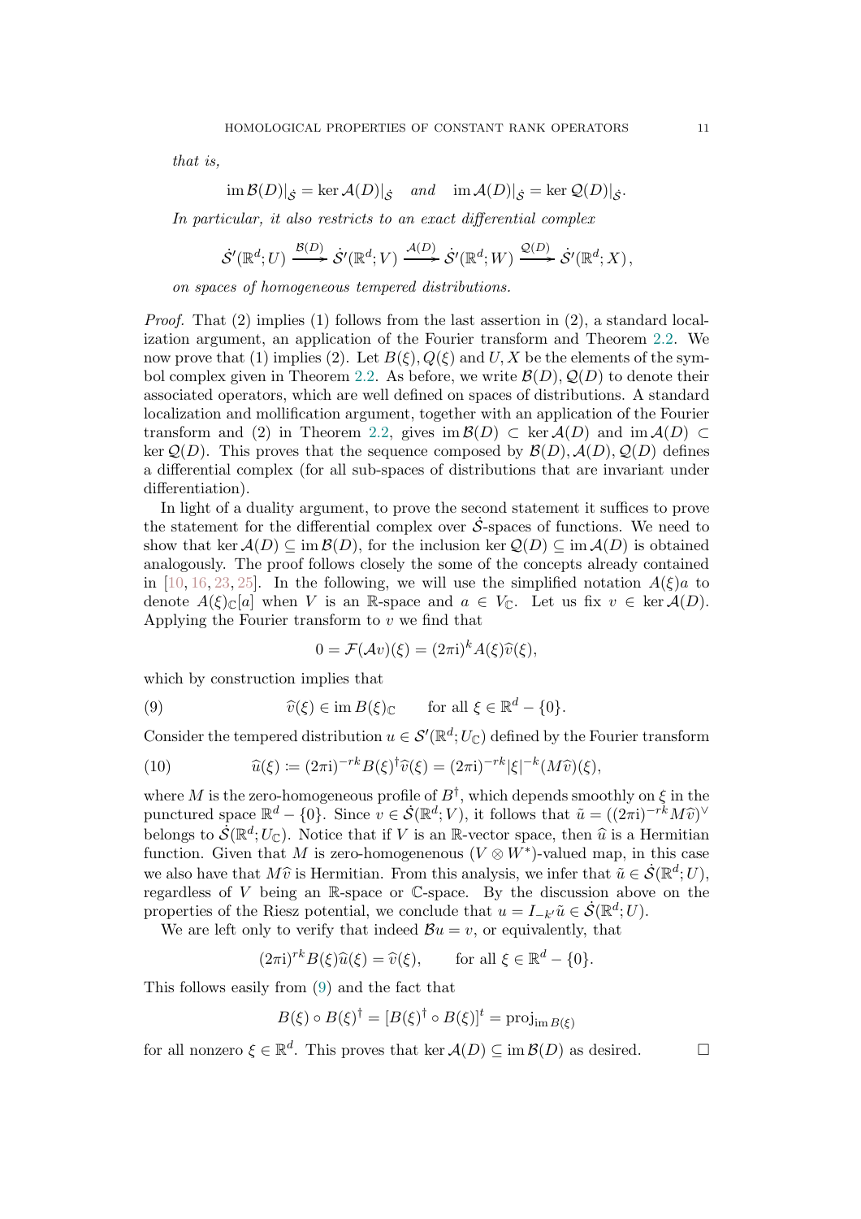*that is,*

$$\operatorname{im}\mathcal{B}(D)|_{\dot{\mathcal{S}}} = \ker\mathcal{A}(D)|_{\dot{\mathcal{S}}} \quad \textit{and} \quad \operatorname{im}\mathcal{A}(D)|_{\dot{\mathcal{S}}} = \ker\mathcal{Q}(D)|_{\dot{\mathcal{S}}}.$$

*In particular, it also restricts to an exact differential complex*

$$\dot{\mathcal{S}}'(\mathbb{R}^d;U) \xrightarrow{\mathcal{B}(D)} \dot{\mathcal{S}}'(\mathbb{R}^d;V) \xrightarrow{\mathcal{A}(D)} \dot{\mathcal{S}}'(\mathbb{R}^d;W) \xrightarrow{\mathcal{Q}(D)} \dot{\mathcal{S}}'(\mathbb{R}^d;X),$$

*on spaces of homogeneous tempered distributions.*

*Proof.* That (2) implies (1) follows from the last assertion in (2), a standard localization argument, an application of the Fourier transform and Theorem 2.2. We now prove that (1) implies (2). Let $B(\xi), Q(\xi)$ and $U, X$ be the elements of the symbol complex given in Theorem 2.2. As before, we write $\mathcal{B}(D), \mathcal{Q}(D)$ to denote their associated operators, which are well defined on spaces of distributions. A standard localization and mollification argument, together with an application of the Fourier transform and (2) in Theorem 2.2, gives $\operatorname{im}\mathcal{B}(D) \subset \ker\mathcal{A}(D)$ and $\operatorname{im}\mathcal{A}(D) \subset \ker\mathcal{Q}(D)$. This proves that the sequence composed by $\mathcal{B}(D), \mathcal{A}(D), \mathcal{Q}(D)$ defines a differential complex (for all sub-spaces of distributions that are invariant under differentiation).

In light of a duality argument, to prove the second statement it suffices to prove the statement for the differential complex over $\dot{\mathcal{S}}$-spaces of functions. We need to show that $\ker\mathcal{A}(D) \subseteq \operatorname{im}\mathcal{B}(D)$, for the inclusion $\ker\mathcal{Q}(D) \subseteq \operatorname{im}\mathcal{A}(D)$ is obtained analogously. The proof follows closely the some of the concepts already contained in [10, 16, 23, 25]. In the following, we will use the simplified notation $A(\xi)a$ to denote $A(\xi)_{\mathbb{C}}[a]$ when $V$ is an $\mathbb{R}$-space and $a \in V_{\mathbb{C}}$. Let us fix $v \in \ker\mathcal{A}(D)$. Applying the Fourier transform to $v$ we find that

$$0 = \mathcal{F}(\mathcal{A}v)(\xi) = (2\pi\mathrm{i})^k A(\xi)\widehat{v}(\xi),$$

which by construction implies that

$$\widehat{v}(\xi) \in \operatorname{im} B(\xi)_{\mathbb{C}} \qquad \text{for all } \xi \in \mathbb{R}^d - \{0\}. \tag{9}$$

Consider the tempered distribution $u \in \mathcal{S}'(\mathbb{R}^d;U_{\mathbb{C}})$ defined by the Fourier transform

$$\widehat{u}(\xi) := (2\pi\mathrm{i})^{-rk} B(\xi)^\dagger \widehat{v}(\xi) = (2\pi\mathrm{i})^{-rk}|\xi|^{-k}(M\widehat{v})(\xi), \tag{10}$$

where $M$ is the zero-homogeneous profile of $B^\dagger$, which depends smoothly on $\xi$ in the punctured space $\mathbb{R}^d - \{0\}$. Since $v \in \dot{\mathcal{S}}(\mathbb{R}^d;V)$, it follows that $\tilde{u} = ((2\pi\mathrm{i})^{-rk}M\widehat{v})^\vee$ belongs to $\dot{\mathcal{S}}(\mathbb{R}^d;U_{\mathbb{C}})$. Notice that if $V$ is an $\mathbb{R}$-vector space, then $\widehat{u}$ is a Hermitian function. Given that $M$ is zero-homogenenous $(V \otimes W^*)$-valued map, in this case we also have that $M\widehat{v}$ is Hermitian. From this analysis, we infer that $\tilde{u} \in \dot{\mathcal{S}}(\mathbb{R}^d;U)$, regardless of $V$ being an $\mathbb{R}$-space or $\mathbb{C}$-space. By the discussion above on the properties of the Riesz potential, we conclude that $u = I_{-k'}\tilde{u} \in \dot{\mathcal{S}}(\mathbb{R}^d;U)$.

We are left only to verify that indeed $\mathcal{B}u = v$, or equivalently, that

$$(2\pi\mathrm{i})^{rk} B(\xi)\widehat{u}(\xi) = \widehat{v}(\xi), \qquad \text{for all } \xi \in \mathbb{R}^d - \{0\}.$$

This follows easily from (9) and the fact that

$$B(\xi) \circ B(\xi)^\dagger = [B(\xi)^\dagger \circ B(\xi)]^t = \operatorname{proj}_{\operatorname{im} B(\xi)}$$

for all nonzero $\xi \in \mathbb{R}^d$. This proves that $\ker\mathcal{A}(D) \subseteq \operatorname{im}\mathcal{B}(D)$ as desired. $\square$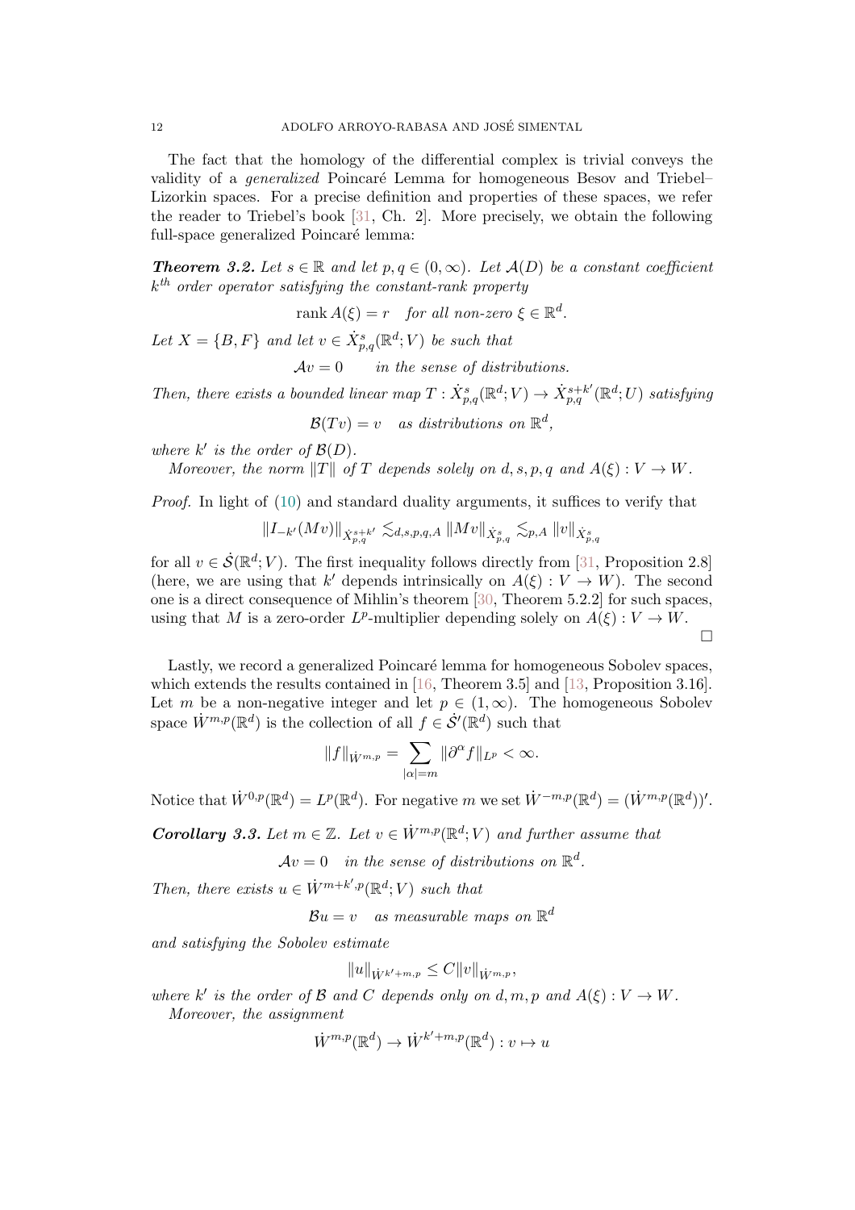The fact that the homology of the differential complex is trivial conveys the validity of a *generalized* Poincaré Lemma for homogeneous Besov and Triebel–Lizorkin spaces. For a precise definition and properties of these spaces, we refer the reader to Triebel's book [31, Ch. 2]. More precisely, we obtain the following full-space generalized Poincaré lemma:

***Theorem 3.2.*** *Let $s \in \mathbb{R}$ and let $p, q \in (0, \infty)$. Let $\mathcal{A}(D)$ be a constant coefficient $k^{th}$ order operator satisfying the constant-rank property*

$$\operatorname{rank} A(\xi) = r \quad \text{for all non-zero } \xi \in \mathbb{R}^d.$$

*Let $X = \{B, F\}$ and let $v \in \dot{X}^s_{p,q}(\mathbb{R}^d; V)$ be such that*

$$\mathcal{A}v = 0 \qquad \text{in the sense of distributions.}$$

*Then, there exists a bounded linear map $T : \dot{X}^s_{p,q}(\mathbb{R}^d; V) \to \dot{X}^{s+k'}_{p,q}(\mathbb{R}^d; U)$ satisfying*

$$\mathcal{B}(Tv) = v \quad \text{as distributions on } \mathbb{R}^d,$$

*where $k'$ is the order of $\mathcal{B}(D)$.*

*Moreover, the norm $\|T\|$ of $T$ depends solely on $d, s, p, q$ and $A(\xi) : V \to W$.*

*Proof.* In light of (10) and standard duality arguments, it suffices to verify that

$$\|I_{-k'}(Mv)\|_{\dot{X}^{s+k'}_{p,q}} \lesssim_{d,s,p,q,A} \|Mv\|_{\dot{X}^s_{p,q}} \lesssim_{p,A} \|v\|_{\dot{X}^s_{p,q}}$$

for all $v \in \dot{\mathcal{S}}(\mathbb{R}^d; V)$. The first inequality follows directly from [31, Proposition 2.8] (here, we are using that $k'$ depends intrinsically on $A(\xi) : V \to W$). The second one is a direct consequence of Mihlin's theorem [30, Theorem 5.2.2] for such spaces, using that $M$ is a zero-order $L^p$-multiplier depending solely on $A(\xi) : V \to W$. □

Lastly, we record a generalized Poincaré lemma for homogeneous Sobolev spaces, which extends the results contained in [16, Theorem 3.5] and [13, Proposition 3.16]. Let $m$ be a non-negative integer and let $p \in (1, \infty)$. The homogeneous Sobolev space $\dot{W}^{m,p}(\mathbb{R}^d)$ is the collection of all $f \in \dot{\mathcal{S}}'(\mathbb{R}^d)$ such that

$$\|f\|_{\dot{W}^{m,p}} = \sum_{|\alpha|=m} \|\partial^\alpha f\|_{L^p} < \infty.$$

Notice that $\dot{W}^{0,p}(\mathbb{R}^d) = L^p(\mathbb{R}^d)$. For negative $m$ we set $\dot{W}^{-m,p}(\mathbb{R}^d) = (\dot{W}^{m,p}(\mathbb{R}^d))'$.

***Corollary 3.3.*** *Let $m \in \mathbb{Z}$. Let $v \in \dot{W}^{m,p}(\mathbb{R}^d; V)$ and further assume that*

$$\mathcal{A}v = 0 \quad \text{in the sense of distributions on } \mathbb{R}^d.$$

*Then, there exists $u \in \dot{W}^{m+k',p}(\mathbb{R}^d; V)$ such that*

$$\mathcal{B}u = v \quad \text{as measurable maps on } \mathbb{R}^d$$

*and satisfying the Sobolev estimate*

$$\|u\|_{\dot{W}^{k'+m,p}} \leq C\|v\|_{\dot{W}^{m,p}},$$

*where $k'$ is the order of $\mathcal{B}$ and $C$ depends only on $d, m, p$ and $A(\xi) : V \to W$.*

*Moreover, the assignment*

$$\dot{W}^{m,p}(\mathbb{R}^d) \to \dot{W}^{k'+m,p}(\mathbb{R}^d) : v \mapsto u$$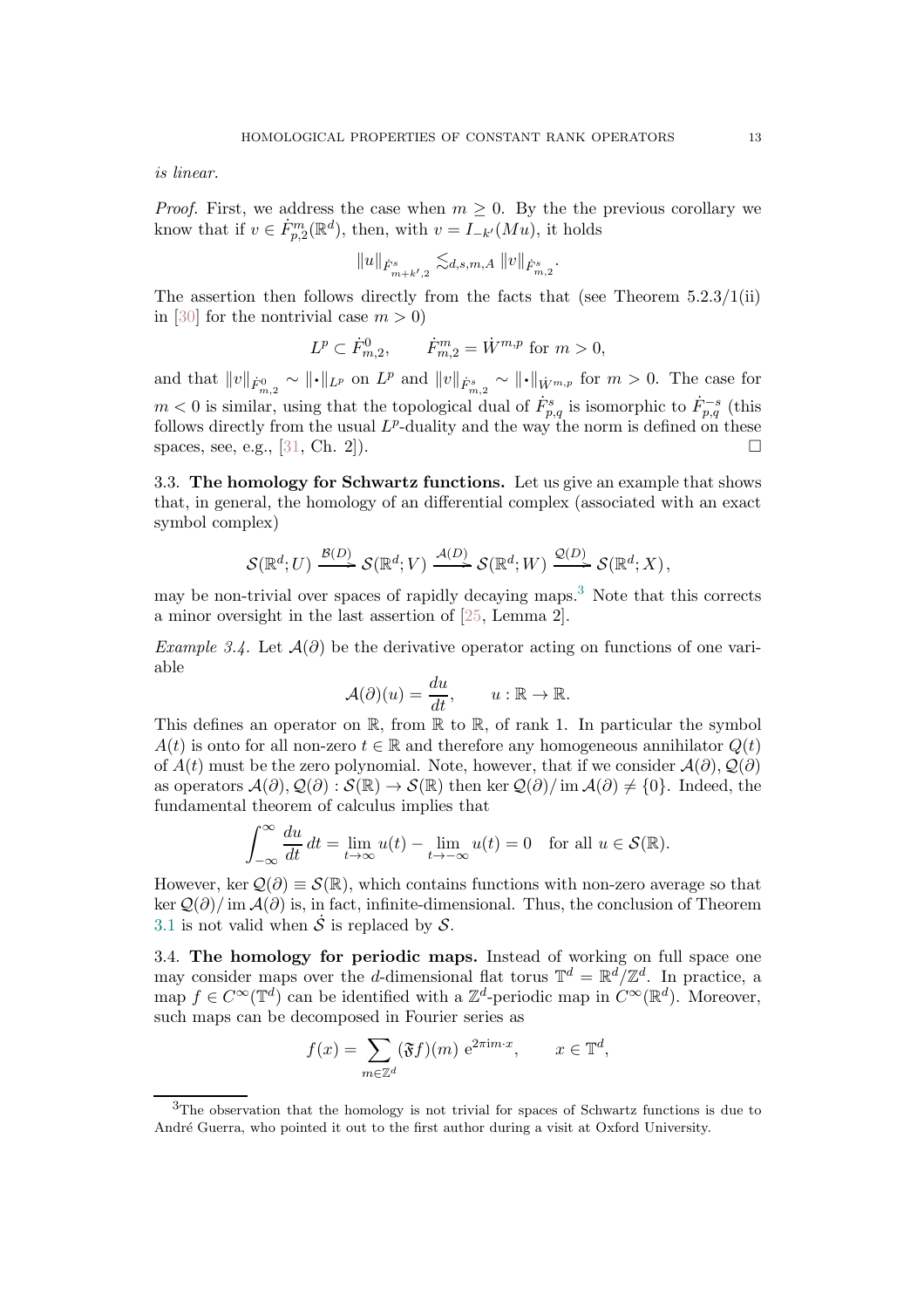*is linear.*

*Proof.* First, we address the case when $m \geq 0$. By the the previous corollary we know that if $v \in \dot{F}^m_{p,2}(\mathbb{R}^d)$, then, with $v = I_{-k'}(Mu)$, it holds

$$\|u\|_{\dot{F}^s_{m+k',2}} \lesssim_{d,s,m,A} \|v\|_{\dot{F}^s_{m,2}}.$$

The assertion then follows directly from the facts that (see Theorem 5.2.3/1(ii) in [30] for the nontrivial case $m > 0$)

$$L^p \subset \dot{F}^0_{m,2}, \qquad \dot{F}^m_{m,2} = \dot{W}^{m,p} \text{ for } m > 0,$$

and that $\|v\|_{\dot{F}^0_{m,2}} \sim \|\bullet\|_{L^p}$ on $L^p$ and $\|v\|_{\dot{F}^s_{m,2}} \sim \|\bullet\|_{\dot{W}^{m,p}}$ for $m > 0$. The case for $m < 0$ is similar, using that the topological dual of $\dot{F}^s_{p,q}$ is isomorphic to $\dot{F}^{-s}_{p,q}$ (this follows directly from the usual $L^p$-duality and the way the norm is defined on these spaces, see, e.g., [31, Ch. 2]). $\square$

## 3.3. The homology for Schwartz functions.

Let us give an example that shows that, in general, the homology of an differential complex (associated with an exact symbol complex)

$$\mathcal{S}(\mathbb{R}^d; U) \xrightarrow{\mathcal{B}(D)} \mathcal{S}(\mathbb{R}^d; V) \xrightarrow{\mathcal{A}(D)} \mathcal{S}(\mathbb{R}^d; W) \xrightarrow{\mathcal{Q}(D)} \mathcal{S}(\mathbb{R}^d; X),$$

may be non-trivial over spaces of rapidly decaying maps.[3] Note that this corrects a minor oversight in the last assertion of [25, Lemma 2].

*Example 3.4.* Let $\mathcal{A}(\partial)$ be the derivative operator acting on functions of one variable

$$\mathcal{A}(\partial)(u) = \frac{du}{dt}, \qquad u : \mathbb{R} \to \mathbb{R}.$$

This defines an operator on $\mathbb{R}$, from $\mathbb{R}$ to $\mathbb{R}$, of rank 1. In particular the symbol $A(t)$ is onto for all non-zero $t \in \mathbb{R}$ and therefore any homogeneous annihilator $Q(t)$ of $A(t)$ must be the zero polynomial. Note, however, that if we consider $\mathcal{A}(\partial), \mathcal{Q}(\partial)$ as operators $\mathcal{A}(\partial), \mathcal{Q}(\partial) : \mathcal{S}(\mathbb{R}) \to \mathcal{S}(\mathbb{R})$ then $\ker \mathcal{Q}(\partial) / \operatorname{im} \mathcal{A}(\partial) \neq \{0\}$. Indeed, the fundamental theorem of calculus implies that

$$\int_{-\infty}^{\infty} \frac{du}{dt}\, dt = \lim_{t \to \infty} u(t) - \lim_{t \to -\infty} u(t) = 0 \quad \text{for all } u \in \mathcal{S}(\mathbb{R}).$$

However, $\ker \mathcal{Q}(\partial) \equiv \mathcal{S}(\mathbb{R})$, which contains functions with non-zero average so that $\ker \mathcal{Q}(\partial) / \operatorname{im} \mathcal{A}(\partial)$ is, in fact, infinite-dimensional. Thus, the conclusion of Theorem 3.1 is not valid when $\dot{\mathcal{S}}$ is replaced by $\mathcal{S}$.

## 3.4. The homology for periodic maps.

Instead of working on full space one may consider maps over the $d$-dimensional flat torus $\mathbb{T}^d = \mathbb{R}^d / \mathbb{Z}^d$. In practice, a map $f \in C^\infty(\mathbb{T}^d)$ can be identified with a $\mathbb{Z}^d$-periodic map in $C^\infty(\mathbb{R}^d)$. Moreover, such maps can be decomposed in Fourier series as

$$f(x) = \sum_{m \in \mathbb{Z}^d} (\mathfrak{F}f)(m)\, e^{2\pi i m \cdot x}, \qquad x \in \mathbb{T}^d,$$

[3] The observation that the homology is not trivial for spaces of Schwartz functions is due to André Guerra, who pointed it out to the first author during a visit at Oxford University.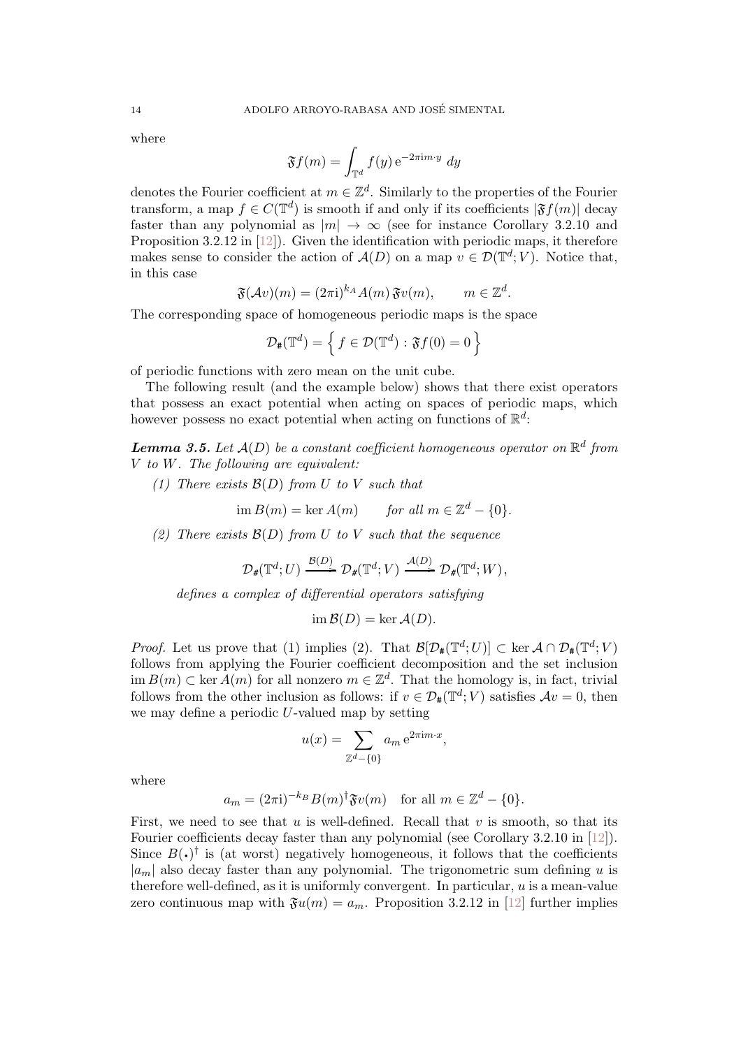where

$$\mathfrak{F}f(m) = \int_{\mathbb{T}^d} f(y)\,\mathrm{e}^{-2\pi\mathrm{i}m\cdot y}\,dy$$

denotes the Fourier coefficient at $m \in \mathbb{Z}^d$. Similarly to the properties of the Fourier transform, a map $f \in C(\mathbb{T}^d)$ is smooth if and only if its coefficients $|\mathfrak{F}f(m)|$ decay faster than any polynomial as $|m| \to \infty$ (see for instance Corollary 3.2.10 and Proposition 3.2.12 in [12]). Given the identification with periodic maps, it therefore makes sense to consider the action of $\mathcal{A}(D)$ on a map $v \in \mathcal{D}(\mathbb{T}^d; V)$. Notice that, in this case

$$\mathfrak{F}(\mathcal{A}v)(m) = (2\pi\mathrm{i})^{k_A} A(m)\,\mathfrak{F}v(m), \qquad m \in \mathbb{Z}^d.$$

The corresponding space of homogeneous periodic maps is the space

$$\mathcal{D}_\#(\mathbb{T}^d) = \left\{ f \in \mathcal{D}(\mathbb{T}^d) : \mathfrak{F}f(0) = 0 \right\}$$

of periodic functions with zero mean on the unit cube.

The following result (and the example below) shows that there exist operators that possess an exact potential when acting on spaces of periodic maps, which however possess no exact potential when acting on functions of $\mathbb{R}^d$:

***Lemma 3.5.*** *Let $\mathcal{A}(D)$ be a constant coefficient homogeneous operator on $\mathbb{R}^d$ from $V$ to $W$. The following are equivalent:*

*(1) There exists $\mathcal{B}(D)$ from $U$ to $V$ such that*

$$\operatorname{im} B(m) = \ker A(m) \qquad \textit{for all } m \in \mathbb{Z}^d - \{0\}.$$

*(2) There exists $\mathcal{B}(D)$ from $U$ to $V$ such that the sequence*

$$\mathcal{D}_\#(\mathbb{T}^d; U) \xrightarrow{\mathcal{B}(D)} \mathcal{D}_\#(\mathbb{T}^d; V) \xrightarrow{\mathcal{A}(D)} \mathcal{D}_\#(\mathbb{T}^d; W),$$

*defines a complex of differential operators satisfying*

$$\operatorname{im} \mathcal{B}(D) = \ker \mathcal{A}(D).$$

*Proof.* Let us prove that (1) implies (2). That $\mathcal{B}[\mathcal{D}_\#(\mathbb{T}^d; U)] \subset \ker \mathcal{A} \cap \mathcal{D}_\#(\mathbb{T}^d; V)$ follows from applying the Fourier coefficient decomposition and the set inclusion $\operatorname{im} B(m) \subset \ker A(m)$ for all nonzero $m \in \mathbb{Z}^d$. That the homology is, in fact, trivial follows from the other inclusion as follows: if $v \in \mathcal{D}_\#(\mathbb{T}^d; V)$ satisfies $\mathcal{A}v = 0$, then we may define a periodic $U$-valued map by setting

$$u(x) = \sum_{\mathbb{Z}^d - \{0\}} a_m\,\mathrm{e}^{2\pi\mathrm{i}m\cdot x},$$

where

$$a_m = (2\pi\mathrm{i})^{-k_B} B(m)^\dagger \mathfrak{F}v(m) \quad \text{for all } m \in \mathbb{Z}^d - \{0\}.$$

First, we need to see that $u$ is well-defined. Recall that $v$ is smooth, so that its Fourier coefficients decay faster than any polynomial (see Corollary 3.2.10 in [12]). Since $B(\bullet)^\dagger$ is (at worst) negatively homogeneous, it follows that the coefficients $|a_m|$ also decay faster than any polynomial. The trigonometric sum defining $u$ is therefore well-defined, as it is uniformly convergent. In particular, $u$ is a mean-value zero continuous map with $\mathfrak{F}u(m) = a_m$. Proposition 3.2.12 in [12] further implies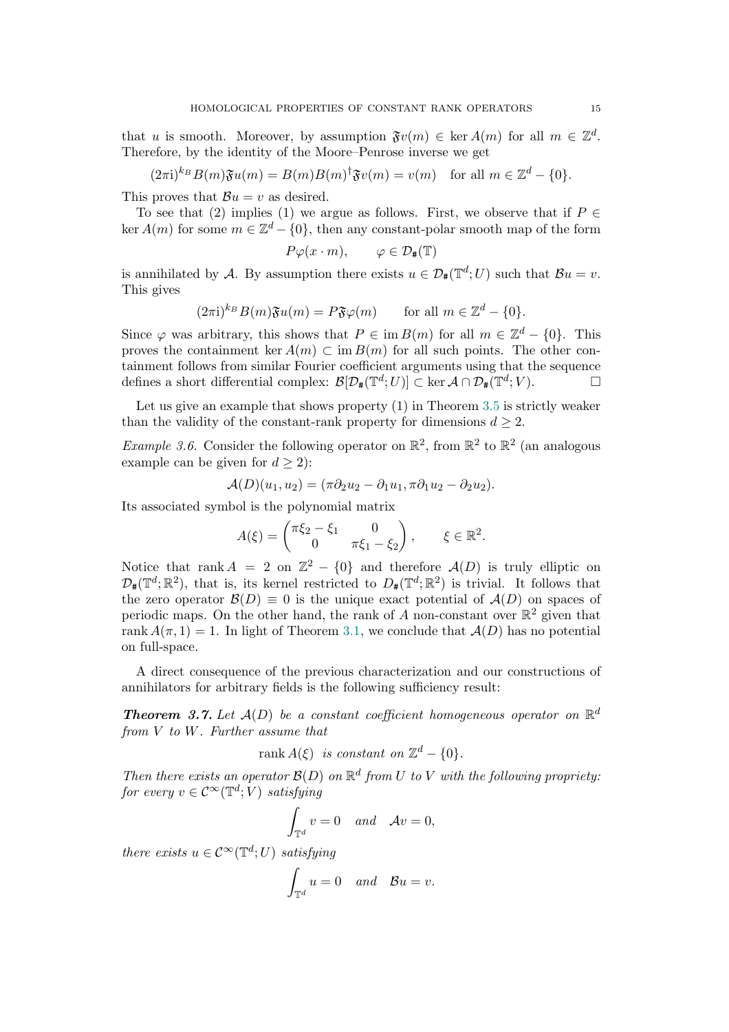that $u$ is smooth. Moreover, by assumption $\mathfrak{F}v(m) \in \ker A(m)$ for all $m \in \mathbb{Z}^d$. Therefore, by the identity of the Moore–Penrose inverse we get

$$(2\pi \mathrm{i})^{k_B} B(m)\mathfrak{F}u(m) = B(m)B(m)^\dagger \mathfrak{F}v(m) = v(m) \quad \text{for all } m \in \mathbb{Z}^d - \{0\}.$$

This proves that $\mathcal{B}u = v$ as desired.

To see that (2) implies (1) we argue as follows. First, we observe that if $P \in \ker A(m)$ for some $m \in \mathbb{Z}^d - \{0\}$, then any constant-polar smooth map of the form

$$P\varphi(x \cdot m), \qquad \varphi \in \mathcal{D}_\#(\mathbb{T})$$

is annihilated by $\mathcal{A}$. By assumption there exists $u \in \mathcal{D}_\#(\mathbb{T}^d; U)$ such that $\mathcal{B}u = v$. This gives

$$(2\pi \mathrm{i})^{k_B} B(m)\mathfrak{F}u(m) = P\mathfrak{F}\varphi(m) \qquad \text{for all } m \in \mathbb{Z}^d - \{0\}.$$

Since $\varphi$ was arbitrary, this shows that $P \in \operatorname{im} B(m)$ for all $m \in \mathbb{Z}^d - \{0\}$. This proves the containment $\ker A(m) \subset \operatorname{im} B(m)$ for all such points. The other containment follows from similar Fourier coefficient arguments using that the sequence defines a short differential complex: $\mathcal{B}[\mathcal{D}_\#(\mathbb{T}^d; U)] \subset \ker \mathcal{A} \cap \mathcal{D}_\#(\mathbb{T}^d; V)$. □

Let us give an example that shows property (1) in Theorem 3.5 is strictly weaker than the validity of the constant-rank property for dimensions $d \geq 2$.

*Example 3.6.* Consider the following operator on $\mathbb{R}^2$, from $\mathbb{R}^2$ to $\mathbb{R}^2$ (an analogous example can be given for $d \geq 2$):

$$\mathcal{A}(D)(u_1, u_2) = (\pi\partial_2 u_2 - \partial_1 u_1, \pi\partial_1 u_2 - \partial_2 u_2).$$

Its associated symbol is the polynomial matrix

$$A(\xi) = \begin{pmatrix} \pi\xi_2 - \xi_1 & 0 \\ 0 & \pi\xi_1 - \xi_2 \end{pmatrix}, \qquad \xi \in \mathbb{R}^2.$$

Notice that $\operatorname{rank} A = 2$ on $\mathbb{Z}^2 - \{0\}$ and therefore $\mathcal{A}(D)$ is truly elliptic on $\mathcal{D}_\#(\mathbb{T}^d; \mathbb{R}^2)$, that is, its kernel restricted to $D_\#(\mathbb{T}^d; \mathbb{R}^2)$ is trivial. It follows that the zero operator $\mathcal{B}(D) \equiv 0$ is the unique exact potential of $\mathcal{A}(D)$ on spaces of periodic maps. On the other hand, the rank of $A$ non-constant over $\mathbb{R}^2$ given that $\operatorname{rank} A(\pi, 1) = 1$. In light of Theorem 3.1, we conclude that $\mathcal{A}(D)$ has no potential on full-space.

A direct consequence of the previous characterization and our constructions of annihilators for arbitrary fields is the following sufficiency result:

***Theorem 3.7.*** *Let $\mathcal{A}(D)$ be a constant coefficient homogeneous operator on $\mathbb{R}^d$ from $V$ to $W$. Further assume that*

$$\operatorname{rank} A(\xi) \quad \text{is constant on } \mathbb{Z}^d - \{0\}.$$

*Then there exists an operator $\mathcal{B}(D)$ on $\mathbb{R}^d$ from $U$ to $V$ with the following propriety: for every $v \in \mathcal{C}^\infty(\mathbb{T}^d; V)$ satisfying*

$$\int_{\mathbb{T}^d} v = 0 \quad \text{and} \quad \mathcal{A}v = 0,$$

*there exists $u \in \mathcal{C}^\infty(\mathbb{T}^d; U)$ satisfying*

$$\int_{\mathbb{T}^d} u = 0 \quad \text{and} \quad \mathcal{B}u = v.$$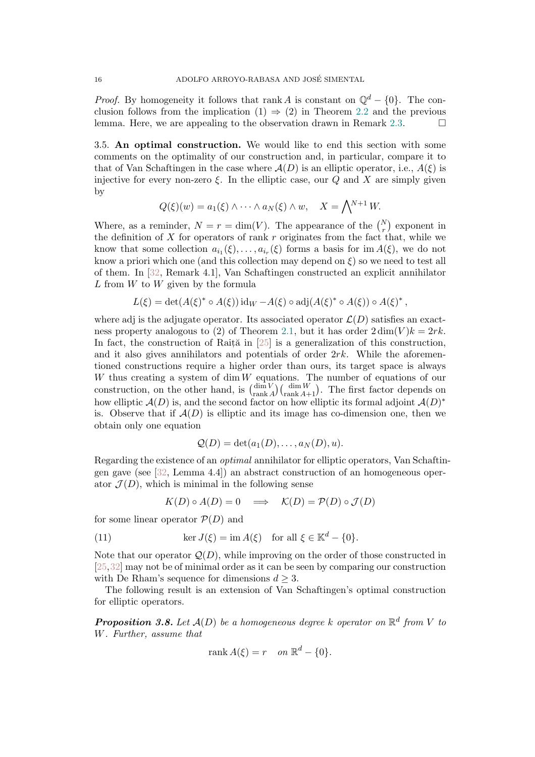*Proof.* By homogeneity it follows that rank $A$ is constant on $\mathbb{Q}^d - \{0\}$. The conclusion follows from the implication (1) $\Rightarrow$ (2) in Theorem 2.2 and the previous lemma. Here, we are appealing to the observation drawn in Remark 2.3. $\square$

3.5. **An optimal construction.** We would like to end this section with some comments on the optimality of our construction and, in particular, compare it to that of Van Schaftingen in the case where $\mathcal{A}(D)$ is an elliptic operator, i.e., $A(\xi)$ is injective for every non-zero $\xi$. In the elliptic case, our $Q$ and $X$ are simply given by

$$Q(\xi)(w) = a_1(\xi) \wedge \cdots \wedge a_N(\xi) \wedge w, \quad X = \bigwedge^{N+1} W.$$

Where, as a reminder, $N = r = \dim(V)$. The appearance of the $\binom{N}{r}$ exponent in the definition of $X$ for operators of rank $r$ originates from the fact that, while we know that some collection $a_{i_1}(\xi), \ldots, a_{i_r}(\xi)$ forms a basis for $\operatorname{im} A(\xi)$, we do not know a priori which one (and this collection may depend on $\xi$) so we need to test all of them. In [32, Remark 4.1], Van Schaftingen constructed an explicit annihilator $L$ from $W$ to $W$ given by the formula

$$L(\xi) = \det(A(\xi)^* \circ A(\xi)) \operatorname{id}_W - A(\xi) \circ \operatorname{adj}(A(\xi)^* \circ A(\xi)) \circ A(\xi)^*,$$

where adj is the adjugate operator. Its associated operator $\mathcal{L}(D)$ satisfies an exactness property analogous to (2) of Theorem 2.1, but it has order $2\dim(V)k = 2rk$. In fact, the construction of Raiță in [25] is a generalization of this construction, and it also gives annihilators and potentials of order $2rk$. While the aforementioned constructions require a higher order than ours, its target space is always $W$ thus creating a system of $\dim W$ equations. The number of equations of our construction, on the other hand, is $\binom{\dim V}{\operatorname{rank} A}\binom{\dim W}{\operatorname{rank} A+1}$. The first factor depends on how elliptic $\mathcal{A}(D)$ is, and the second factor on how elliptic its formal adjoint $\mathcal{A}(D)^*$ is. Observe that if $\mathcal{A}(D)$ is elliptic and its image has co-dimension one, then we obtain only one equation

$$\mathcal{Q}(D) = \det(a_1(D), \ldots, a_N(D), u).$$

Regarding the existence of an *optimal* annihilator for elliptic operators, Van Schaftingen gave (see [32, Lemma 4.4]) an abstract construction of an homogeneous operator $\mathcal{J}(D)$, which is minimal in the following sense

$$K(D) \circ A(D) = 0 \quad \Longrightarrow \quad \mathcal{K}(D) = \mathcal{P}(D) \circ \mathcal{J}(D)$$

for some linear operator $\mathcal{P}(D)$ and

$$\ker J(\xi) = \operatorname{im} A(\xi) \quad \text{for all } \xi \in \mathbb{K}^d - \{0\}. \tag{11}$$

Note that our operator $\mathcal{Q}(D)$, while improving on the order of those constructed in [25,32] may not be of minimal order as it can be seen by comparing our construction with De Rham's sequence for dimensions $d \geq 3$.

The following result is an extension of Van Schaftingen's optimal construction for elliptic operators.

***Proposition 3.8.*** *Let $\mathcal{A}(D)$ be a homogeneous degree $k$ operator on $\mathbb{R}^d$ from $V$ to $W$. Further, assume that*

$$\operatorname{rank} A(\xi) = r \quad \text{on } \mathbb{R}^d - \{0\}.$$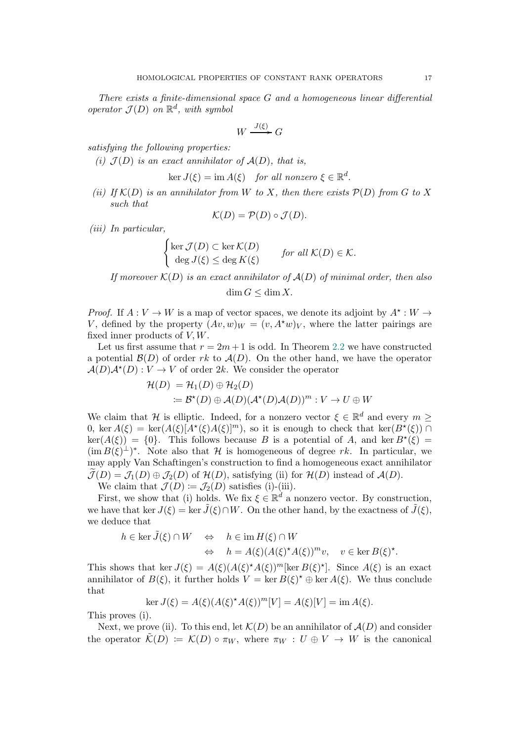*There exists a finite-dimensional space $G$ and a homogeneous linear differential operator $\mathcal{J}(D)$ on $\mathbb{R}^d$, with symbol*

$$W \xrightarrow{J(\xi)} G$$

*satisfying the following properties:*

*(i) $\mathcal{J}(D)$ is an exact annihilator of $\mathcal{A}(D)$, that is,*

$$\ker J(\xi) = \operatorname{im} A(\xi) \quad \text{for all nonzero } \xi \in \mathbb{R}^d.$$

*(ii) If $\mathcal{K}(D)$ is an annihilator from $W$ to $X$, then there exists $\mathcal{P}(D)$ from $G$ to $X$ such that*

$$\mathcal{K}(D) = \mathcal{P}(D) \circ \mathcal{J}(D).$$

*(iii) In particular,*

$$\begin{cases} \ker \mathcal{J}(D) \subset \ker \mathcal{K}(D) \\ \deg J(\xi) \leq \deg K(\xi) \end{cases} \qquad \text{for all } \mathcal{K}(D) \in \mathcal{K}.$$

*If moreover $\mathcal{K}(D)$ is an exact annihilator of $\mathcal{A}(D)$ of minimal order, then also*

$$\dim G \leq \dim X.$$

*Proof.* If $A : V \to W$ is a map of vector spaces, we denote its adjoint by $A^\star : W \to V$, defined by the property $(Av, w)_W = (v, A^\star w)_V$, where the latter pairings are fixed inner products of $V, W$.

Let us first assume that $r = 2m + 1$ is odd. In Theorem 2.2 we have constructed a potential $\mathcal{B}(D)$ of order $rk$ to $\mathcal{A}(D)$. On the other hand, we have the operator $\mathcal{A}(D)\mathcal{A}^\star(D) : V \to V$ of order $2k$. We consider the operator

$$\begin{aligned} \mathcal{H}(D) &= \mathcal{H}_1(D) \oplus \mathcal{H}_2(D) \\ &:= \mathcal{B}^\star(D) \oplus \mathcal{A}(D)(\mathcal{A}^\star(D)\mathcal{A}(D))^m : V \to U \oplus W \end{aligned}$$

We claim that $\mathcal{H}$ is elliptic. Indeed, for a nonzero vector $\xi \in \mathbb{R}^d$ and every $m \geq 0$, $\ker A(\xi) = \ker(A(\xi)[A^\star(\xi)A(\xi)]^m)$, so it is enough to check that $\ker(B^\star(\xi)) \cap \ker(A(\xi)) = \{0\}$. This follows because $B$ is a potential of $A$, and $\ker B^\star(\xi) = (\operatorname{im} B(\xi)^\perp)^*$. Note also that $\mathcal{H}$ is homogeneous of degree $rk$. In particular, we may apply Van Schaftingen's construction to find a homogeneous exact annihilator $\widetilde{\mathcal{J}}(D) = \mathcal{J}_1(D) \oplus \mathcal{J}_2(D)$ of $\mathcal{H}(D)$, satisfying (ii) for $\mathcal{H}(D)$ instead of $\mathcal{A}(D)$.

We claim that $\mathcal{J}(D) := \mathcal{J}_2(D)$ satisfies (i)-(iii).

First, we show that (i) holds. We fix $\xi \in \mathbb{R}^d$ a nonzero vector. By construction, we have that $\ker J(\xi) = \ker \tilde{J}(\xi) \cap W$. On the other hand, by the exactness of $\tilde{J}(\xi)$, we deduce that

$$\begin{aligned} h \in \ker \tilde{J}(\xi) \cap W \quad &\Leftrightarrow \quad h \in \operatorname{im} H(\xi) \cap W \\ &\Leftrightarrow \quad h = A(\xi)(A(\xi)^\star A(\xi))^m v, \quad v \in \ker B(\xi)^\star. \end{aligned}$$

This shows that $\ker J(\xi) = A(\xi)(A(\xi)^\star A(\xi))^m[\ker B(\xi)^\star]$. Since $A(\xi)$ is an exact annihilator of $B(\xi)$, it further holds $V = \ker B(\xi)^\star \oplus \ker A(\xi)$. We thus conclude that

$$\ker J(\xi) = A(\xi)(A(\xi)^\star A(\xi))^m[V] = A(\xi)[V] = \operatorname{im} A(\xi).$$

This proves (i).

Next, we prove (ii). To this end, let $\mathcal{K}(D)$ be an annihilator of $\mathcal{A}(D)$ and consider the operator $\tilde{\mathcal{K}}(D) := \mathcal{K}(D) \circ \pi_W$, where $\pi_W : U \oplus V \to W$ is the canonical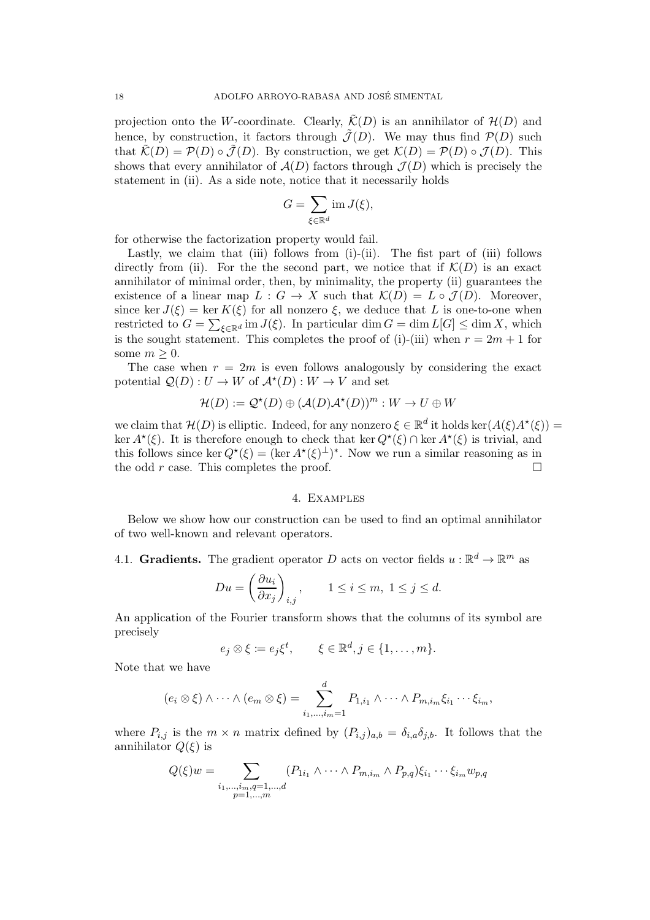projection onto the $W$-coordinate. Clearly, $\tilde{\mathcal{K}}(D)$ is an annihilator of $\mathcal{H}(D)$ and hence, by construction, it factors through $\tilde{\mathcal{J}}(D)$. We may thus find $\mathcal{P}(D)$ such that $\tilde{\mathcal{K}}(D) = \mathcal{P}(D) \circ \tilde{\mathcal{J}}(D)$. By construction, we get $\mathcal{K}(D) = \mathcal{P}(D) \circ \mathcal{J}(D)$. This shows that every annihilator of $\mathcal{A}(D)$ factors through $\mathcal{J}(D)$ which is precisely the statement in (ii). As a side note, notice that it necessarily holds

$$G = \sum_{\xi \in \mathbb{R}^d} \operatorname{im} J(\xi),$$

for otherwise the factorization property would fail.

Lastly, we claim that (iii) follows from (i)-(ii). The fist part of (iii) follows directly from (ii). For the the second part, we notice that if $\mathcal{K}(D)$ is an exact annihilator of minimal order, then, by minimality, the property (ii) guarantees the existence of a linear map $L : G \to X$ such that $\mathcal{K}(D) = L \circ \mathcal{J}(D)$. Moreover, since $\ker J(\xi) = \ker K(\xi)$ for all nonzero $\xi$, we deduce that $L$ is one-to-one when restricted to $G = \sum_{\xi \in \mathbb{R}^d} \operatorname{im} J(\xi)$. In particular $\dim G = \dim L[G] \leq \dim X$, which is the sought statement. This completes the proof of (i)-(iii) when $r = 2m + 1$ for some $m \geq 0$.

The case when $r = 2m$ is even follows analogously by considering the exact potential $\mathcal{Q}(D) : U \to W$ of $\mathcal{A}^\star(D) : W \to V$ and set

$$\mathcal{H}(D) := \mathcal{Q}^\star(D) \oplus (\mathcal{A}(D)\mathcal{A}^\star(D))^m : W \to U \oplus W$$

we claim that $\mathcal{H}(D)$ is elliptic. Indeed, for any nonzero $\xi \in \mathbb{R}^d$ it holds $\ker(A(\xi)A^\star(\xi)) = \ker A^\star(\xi)$. It is therefore enough to check that $\ker Q^\star(\xi) \cap \ker A^\star(\xi)$ is trivial, and this follows since $\ker Q^\star(\xi) = (\ker A^\star(\xi)^\perp)^*$. Now we run a similar reasoning as in the odd $r$ case. This completes the proof. □

## 4. Examples

Below we show how our construction can be used to find an optimal annihilator of two well-known and relevant operators.

### 4.1. Gradients.

The gradient operator $D$ acts on vector fields $u : \mathbb{R}^d \to \mathbb{R}^m$ as

$$Du = \left(\frac{\partial u_i}{\partial x_j}\right)_{i,j}, \qquad 1 \leq i \leq m,\ 1 \leq j \leq d.$$

An application of the Fourier transform shows that the columns of its symbol are precisely

$$e_j \otimes \xi := e_j \xi^t, \qquad \xi \in \mathbb{R}^d, j \in \{1, \ldots, m\}.$$

Note that we have

$$(e_i \otimes \xi) \wedge \cdots \wedge (e_m \otimes \xi) = \sum_{i_1, \ldots, i_m = 1}^{d} P_{1,i_1} \wedge \cdots \wedge P_{m,i_m} \xi_{i_1} \cdots \xi_{i_m},$$

where $P_{i,j}$ is the $m \times n$ matrix defined by $(P_{i,j})_{a,b} = \delta_{i,a}\delta_{j,b}$. It follows that the annihilator $Q(\xi)$ is

$$Q(\xi)w = \sum_{\substack{i_1, \ldots, i_m, q = 1, \ldots, d \\ p = 1, \ldots, m}} (P_{1i_1} \wedge \cdots \wedge P_{m,i_m} \wedge P_{p,q}) \xi_{i_1} \cdots \xi_{i_m} w_{p,q}$$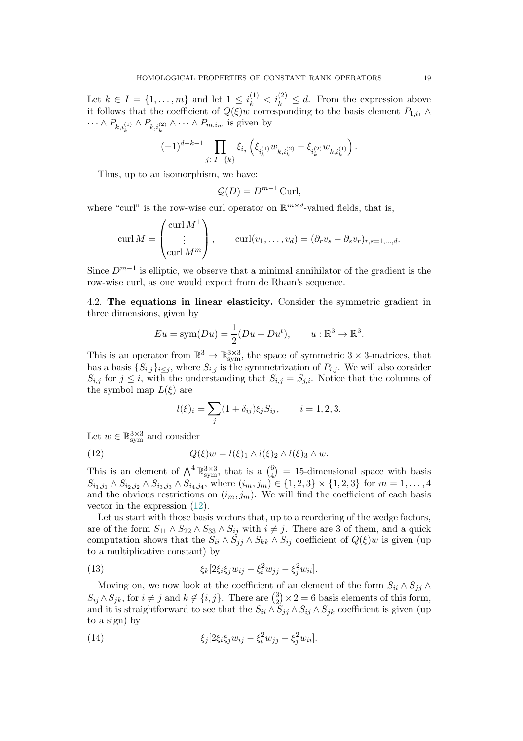Let $k \in I = \{1, \ldots, m\}$ and let $1 \leq i_k^{(1)} < i_k^{(2)} \leq d$. From the expression above it follows that the coefficient of $Q(\xi)w$ corresponding to the basis element $P_{1,i_1} \wedge \cdots \wedge P_{k,i_k^{(1)}} \wedge P_{k,i_k^{(2)}} \wedge \cdots \wedge P_{m,i_m}$ is given by

$$(-1)^{d-k-1} \prod_{j \in I - \{k\}} \xi_{i_j} \left( \xi_{i_k^{(1)}} w_{k,i_k^{(2)}} - \xi_{i_k^{(2)}} w_{k,i_k^{(1)}} \right).$$

Thus, up to an isomorphism, we have:

$$\mathcal{Q}(D) = D^{m-1} \operatorname{Curl},$$

where "curl" is the row-wise curl operator on $\mathbb{R}^{m \times d}$-valued fields, that is,

$$\operatorname{curl} M = \begin{pmatrix} \operatorname{curl} M^1 \\ \vdots \\ \operatorname{curl} M^m \end{pmatrix}, \qquad \operatorname{curl}(v_1, \ldots, v_d) = (\partial_r v_s - \partial_s v_r)_{r,s=1,\ldots,d}.$$

Since $D^{m-1}$ is elliptic, we observe that a minimal annihilator of the gradient is the row-wise curl, as one would expect from de Rham's sequence.

4.2. **The equations in linear elasticity.** Consider the symmetric gradient in three dimensions, given by

$$Eu = \operatorname{sym}(Du) = \frac{1}{2}(Du + Du^t), \qquad u : \mathbb{R}^3 \to \mathbb{R}^3.$$

This is an operator from $\mathbb{R}^3 \to \mathbb{R}^{3\times3}_{\mathrm{sym}}$, the space of symmetric $3 \times 3$-matrices, that has a basis $\{S_{i,j}\}_{i \leq j}$, where $S_{i,j}$ is the symmetrization of $P_{i,j}$. We will also consider $S_{i,j}$ for $j \leq i$, with the understanding that $S_{i,j} = S_{j,i}$. Notice that the columns of the symbol map $L(\xi)$ are

$$l(\xi)_i = \sum_j (1 + \delta_{ij}) \xi_j S_{ij}, \qquad i = 1, 2, 3.$$

Let $w \in \mathbb{R}^{3\times3}_{\mathrm{sym}}$ and consider

$$Q(\xi)w = l(\xi)_1 \wedge l(\xi)_2 \wedge l(\xi)_3 \wedge w. \tag{12}$$

This is an element of $\bigwedge^4 \mathbb{R}^{3\times3}_{\mathrm{sym}}$, that is a $\binom{6}{4} = 15$-dimensional space with basis $S_{i_1,j_1} \wedge S_{i_2,j_2} \wedge S_{i_3,j_3} \wedge S_{i_4,j_4}$, where $(i_m, j_m) \in \{1,2,3\} \times \{1,2,3\}$ for $m = 1, \ldots, 4$ and the obvious restrictions on $(i_m, j_m)$. We will find the coefficient of each basis vector in the expression (12).

Let us start with those basis vectors that, up to a reordering of the wedge factors, are of the form $S_{11} \wedge S_{22} \wedge S_{33} \wedge S_{ij}$ with $i \neq j$. There are 3 of them, and a quick computation shows that the $S_{ii} \wedge S_{jj} \wedge S_{kk} \wedge S_{ij}$ coefficient of $Q(\xi)w$ is given (up to a multiplicative constant) by

$$\xi_k [2\xi_i \xi_j w_{ij} - \xi_i^2 w_{jj} - \xi_j^2 w_{ii}]. \tag{13}$$

Moving on, we now look at the coefficient of an element of the form $S_{ii} \wedge S_{jj} \wedge S_{ij} \wedge S_{jk}$, for $i \neq j$ and $k \notin \{i, j\}$. There are $\binom{3}{2} \times 2 = 6$ basis elements of this form, and it is straightforward to see that the $S_{ii} \wedge S_{jj} \wedge S_{ij} \wedge S_{jk}$ coefficient is given (up to a sign) by

$$\xi_j [2\xi_i \xi_j w_{ij} - \xi_i^2 w_{jj} - \xi_j^2 w_{ii}]. \tag{14}$$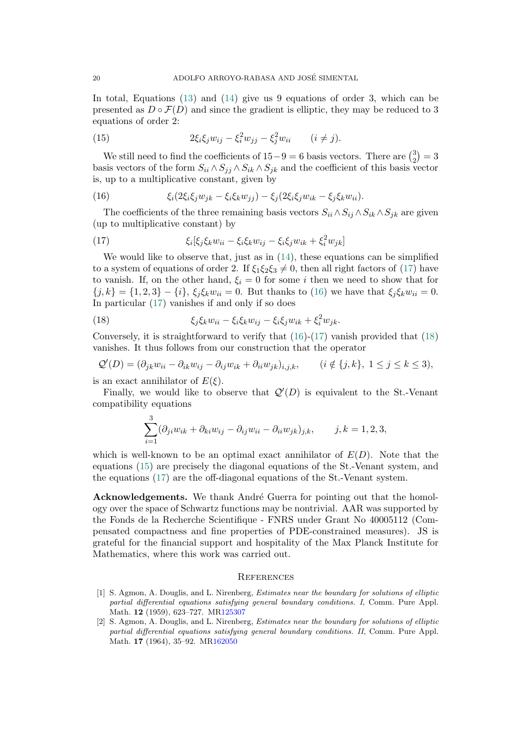In total, Equations (13) and (14) give us 9 equations of order 3, which can be presented as $D \circ \mathcal{F}(D)$ and since the gradient is elliptic, they may be reduced to 3 equations of order 2:

$$2\xi_i\xi_j w_{ij} - \xi_i^2 w_{jj} - \xi_j^2 w_{ii} \qquad (i \neq j). \tag{15}$$

We still need to find the coefficients of $15 - 9 = 6$ basis vectors. There are $\binom{3}{2} = 3$ basis vectors of the form $S_{ii} \wedge S_{jj} \wedge S_{ik} \wedge S_{jk}$ and the coefficient of this basis vector is, up to a multiplicative constant, given by

$$\xi_i(2\xi_i\xi_j w_{jk} - \xi_i\xi_k w_{jj}) - \xi_j(2\xi_i\xi_j w_{ik} - \xi_j\xi_k w_{ii}). \tag{16}$$

The coefficients of the three remaining basis vectors $S_{ii} \wedge S_{ij} \wedge S_{ik} \wedge S_{jk}$ are given (up to multiplicative constant) by

$$\xi_i[\xi_j\xi_k w_{ii} - \xi_i\xi_k w_{ij} - \xi_i\xi_j w_{ik} + \xi_i^2 w_{jk}] \tag{17}$$

We would like to observe that, just as in (14), these equations can be simplified to a system of equations of order 2. If $\xi_1\xi_2\xi_3 \neq 0$, then all right factors of (17) have to vanish. If, on the other hand, $\xi_i = 0$ for some $i$ then we need to show that for $\{j,k\} = \{1,2,3\} - \{i\}$, $\xi_j\xi_k w_{ii} = 0$. But thanks to (16) we have that $\xi_j\xi_k w_{ii} = 0$. In particular (17) vanishes if and only if so does

$$\xi_j\xi_k w_{ii} - \xi_i\xi_k w_{ij} - \xi_i\xi_j w_{ik} + \xi_i^2 w_{jk}. \tag{18}$$

Conversely, it is straightforward to verify that (16)-(17) vanish provided that (18) vanishes. It thus follows from our construction that the operator

$$\mathcal{Q}'(D) = (\partial_{jk} w_{ii} - \partial_{ik} w_{ij} - \partial_{ij} w_{ik} + \partial_{ii} w_{jk})_{i,j,k}, \qquad (i \notin \{j,k\},\ 1 \leq j \leq k \leq 3),$$

is an exact annihilator of $E(\xi)$.

Finally, we would like to observe that $\mathcal{Q}'(D)$ is equivalent to the St.-Venant compatibility equations

$$\sum_{i=1}^{3} (\partial_{ji} w_{ik} + \partial_{ki} w_{ij} - \partial_{ij} w_{ii} - \partial_{ii} w_{jk})_{j,k}, \qquad j,k = 1,2,3,$$

which is well-known to be an optimal exact annihilator of $E(D)$. Note that the equations (15) are precisely the diagonal equations of the St.-Venant system, and the equations (17) are the off-diagonal equations of the St.-Venant system.

**Acknowledgements.** We thank André Guerra for pointing out that the homology over the space of Schwartz functions may be nontrivial. AAR was supported by the Fonds de la Recherche Scientifique - FNRS under Grant No 40005112 (Compensated compactness and fine properties of PDE-constrained measures). JS is grateful for the financial support and hospitality of the Max Planck Institute for Mathematics, where this work was carried out.

## References

[1] S. Agmon, A. Douglis, and L. Nirenberg, *Estimates near the boundary for solutions of elliptic partial differential equations satisfying general boundary conditions. I*, Comm. Pure Appl. Math. **12** (1959), 623–727. MR125307

[2] S. Agmon, A. Douglis, and L. Nirenberg, *Estimates near the boundary for solutions of elliptic partial differential equations satisfying general boundary conditions. II*, Comm. Pure Appl. Math. **17** (1964), 35–92. MR162050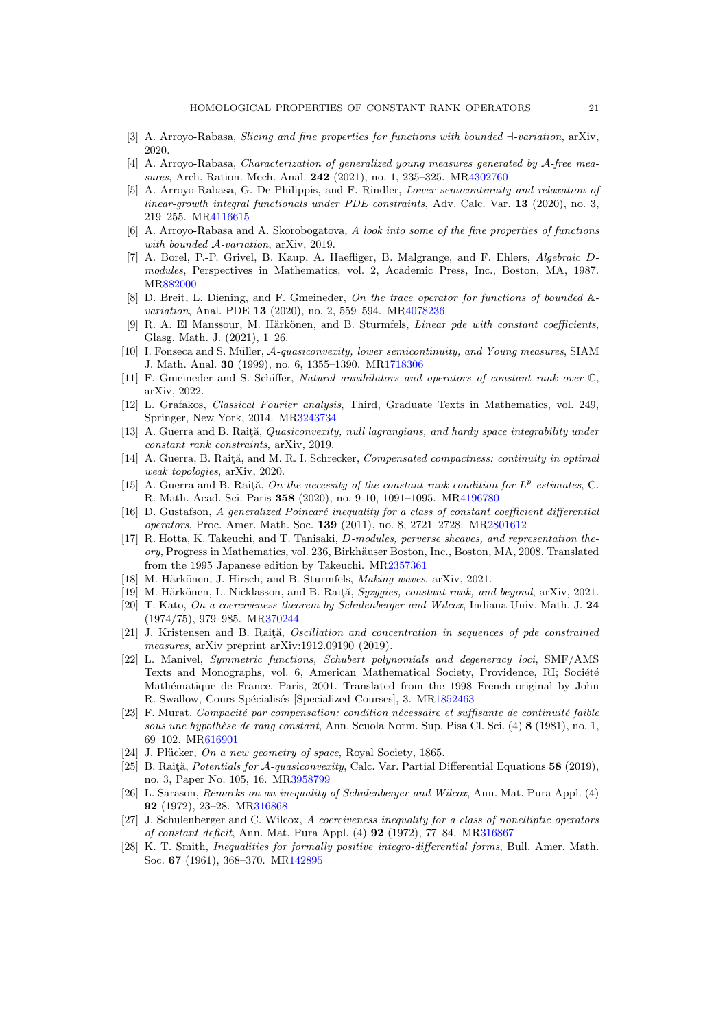[3] A. Arroyo-Rabasa, *Slicing and fine properties for functions with bounded $\dashv$-variation*, arXiv, 2020.

[4] A. Arroyo-Rabasa, *Characterization of generalized young measures generated by $\mathcal{A}$-free measures*, Arch. Ration. Mech. Anal. **242** (2021), no. 1, 235–325. MR4302760

[5] A. Arroyo-Rabasa, G. De Philippis, and F. Rindler, *Lower semicontinuity and relaxation of linear-growth integral functionals under PDE constraints*, Adv. Calc. Var. **13** (2020), no. 3, 219–255. MR4116615

[6] A. Arroyo-Rabasa and A. Skorobogatova, *A look into some of the fine properties of functions with bounded $\mathcal{A}$-variation*, arXiv, 2019.

[7] A. Borel, P.-P. Grivel, B. Kaup, A. Haefliger, B. Malgrange, and F. Ehlers, *Algebraic D-modules*, Perspectives in Mathematics, vol. 2, Academic Press, Inc., Boston, MA, 1987. MR882000

[8] D. Breit, L. Diening, and F. Gmeineder, *On the trace operator for functions of bounded $\mathbb{A}$-variation*, Anal. PDE **13** (2020), no. 2, 559–594. MR4078236

[9] R. A. El Manssour, M. Härkönen, and B. Sturmfels, *Linear pde with constant coefficients*, Glasg. Math. J. (2021), 1–26.

[10] I. Fonseca and S. Müller, *$\mathcal{A}$-quasiconvexity, lower semicontinuity, and Young measures*, SIAM J. Math. Anal. **30** (1999), no. 6, 1355–1390. MR1718306

[11] F. Gmeineder and S. Schiffer, *Natural annihilators and operators of constant rank over $\mathbb{C}$*, arXiv, 2022.

[12] L. Grafakos, *Classical Fourier analysis*, Third, Graduate Texts in Mathematics, vol. 249, Springer, New York, 2014. MR3243734

[13] A. Guerra and B. Raiţă, *Quasiconvexity, null lagrangians, and hardy space integrability under constant rank constraints*, arXiv, 2019.

[14] A. Guerra, B. Raiţă, and M. R. I. Schrecker, *Compensated compactness: continuity in optimal weak topologies*, arXiv, 2020.

[15] A. Guerra and B. Raiţă, *On the necessity of the constant rank condition for $L^p$ estimates*, C. R. Math. Acad. Sci. Paris **358** (2020), no. 9-10, 1091–1095. MR4196780

[16] D. Gustafson, *A generalized Poincaré inequality for a class of constant coefficient differential operators*, Proc. Amer. Math. Soc. **139** (2011), no. 8, 2721–2728. MR2801612

[17] R. Hotta, K. Takeuchi, and T. Tanisaki, *D-modules, perverse sheaves, and representation theory*, Progress in Mathematics, vol. 236, Birkhäuser Boston, Inc., Boston, MA, 2008. Translated from the 1995 Japanese edition by Takeuchi. MR2357361

[18] M. Härkönen, J. Hirsch, and B. Sturmfels, *Making waves*, arXiv, 2021.

[19] M. Härkönen, L. Nicklasson, and B. Raiţă, *Syzygies, constant rank, and beyond*, arXiv, 2021.

[20] T. Kato, *On a coerciveness theorem by Schulenberger and Wilcox*, Indiana Univ. Math. J. **24** (1974/75), 979–985. MR370244

[21] J. Kristensen and B. Raiţă, *Oscillation and concentration in sequences of pde constrained measures*, arXiv preprint arXiv:1912.09190 (2019).

[22] L. Manivel, *Symmetric functions, Schubert polynomials and degeneracy loci*, SMF/AMS Texts and Monographs, vol. 6, American Mathematical Society, Providence, RI; Société Mathématique de France, Paris, 2001. Translated from the 1998 French original by John R. Swallow, Cours Spécialisés [Specialized Courses], 3. MR1852463

[23] F. Murat, *Compacité par compensation: condition nécessaire et suffisante de continuité faible sous une hypothèse de rang constant*, Ann. Scuola Norm. Sup. Pisa Cl. Sci. (4) **8** (1981), no. 1, 69–102. MR616901

[24] J. Plücker, *On a new geometry of space*, Royal Society, 1865.

[25] B. Raiţă, *Potentials for $\mathcal{A}$-quasiconvexity*, Calc. Var. Partial Differential Equations **58** (2019), no. 3, Paper No. 105, 16. MR3958799

[26] L. Sarason, *Remarks on an inequality of Schulenberger and Wilcox*, Ann. Mat. Pura Appl. (4) **92** (1972), 23–28. MR316868

[27] J. Schulenberger and C. Wilcox, *A coerciveness inequality for a class of nonelliptic operators of constant deficit*, Ann. Mat. Pura Appl. (4) **92** (1972), 77–84. MR316867

[28] K. T. Smith, *Inequalities for formally positive integro-differential forms*, Bull. Amer. Math. Soc. **67** (1961), 368–370. MR142895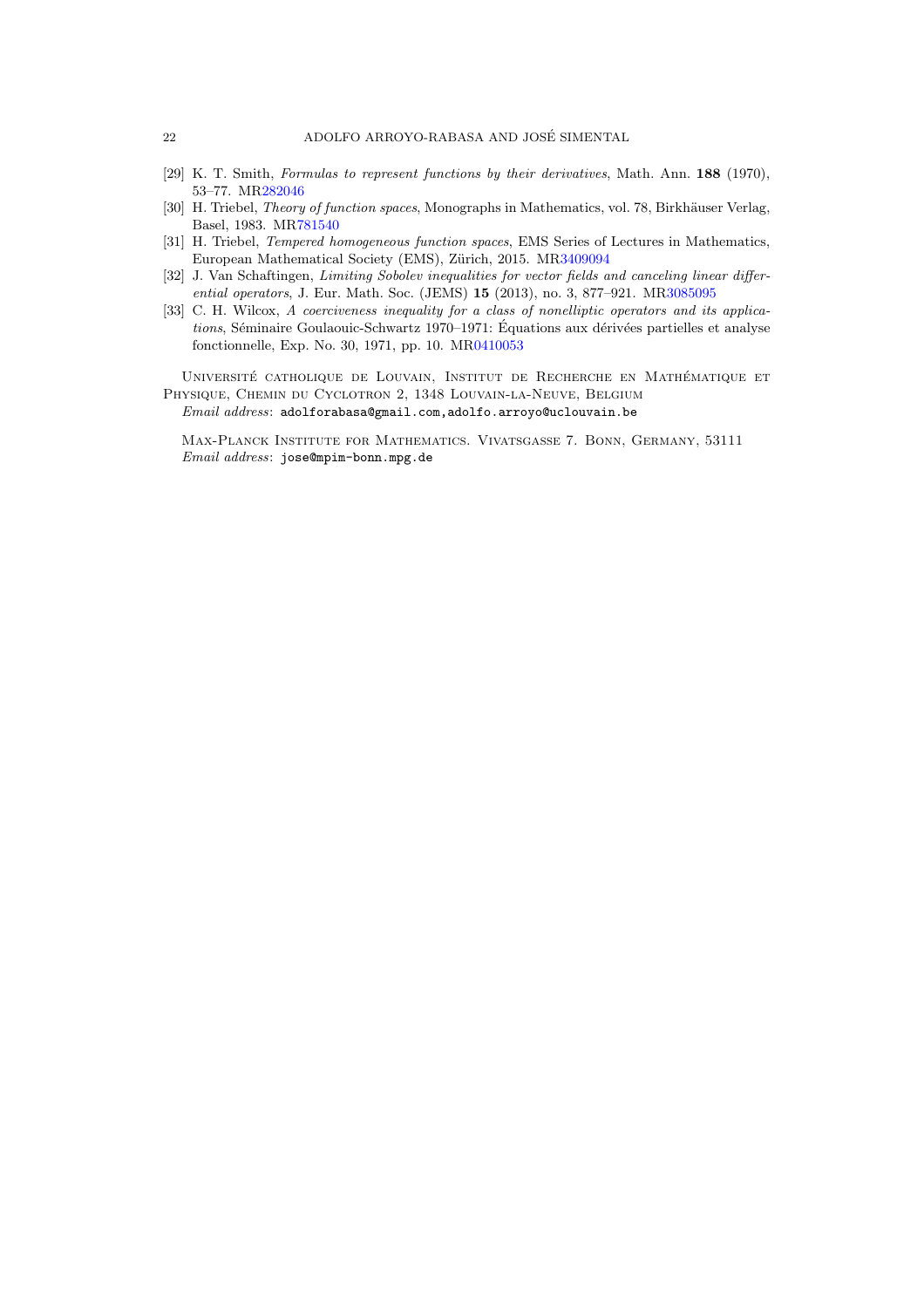[29] K. T. Smith, *Formulas to represent functions by their derivatives*, Math. Ann. **188** (1970), 53–77. MR282046

[30] H. Triebel, *Theory of function spaces*, Monographs in Mathematics, vol. 78, Birkhäuser Verlag, Basel, 1983. MR781540

[31] H. Triebel, *Tempered homogeneous function spaces*, EMS Series of Lectures in Mathematics, European Mathematical Society (EMS), Zürich, 2015. MR3409094

[32] J. Van Schaftingen, *Limiting Sobolev inequalities for vector fields and canceling linear differential operators*, J. Eur. Math. Soc. (JEMS) **15** (2013), no. 3, 877–921. MR3085095

[33] C. H. Wilcox, *A coerciveness inequality for a class of nonelliptic operators and its applications*, Séminaire Goulaouic-Schwartz 1970–1971: Équations aux dérivées partielles et analyse fonctionnelle, Exp. No. 30, 1971, pp. 10. MR0410053

Université catholique de Louvain, Institut de Recherche en Mathématique et Physique, Chemin du Cyclotron 2, 1348 Louvain-la-Neuve, Belgium
*Email address*: adolforabasa@gmail.com,adolfo.arroyo@uclouvain.be

Max-Planck Institute for Mathematics. Vivatsgasse 7. Bonn, Germany, 53111
*Email address*: jose@mpim-bonn.mpg.de